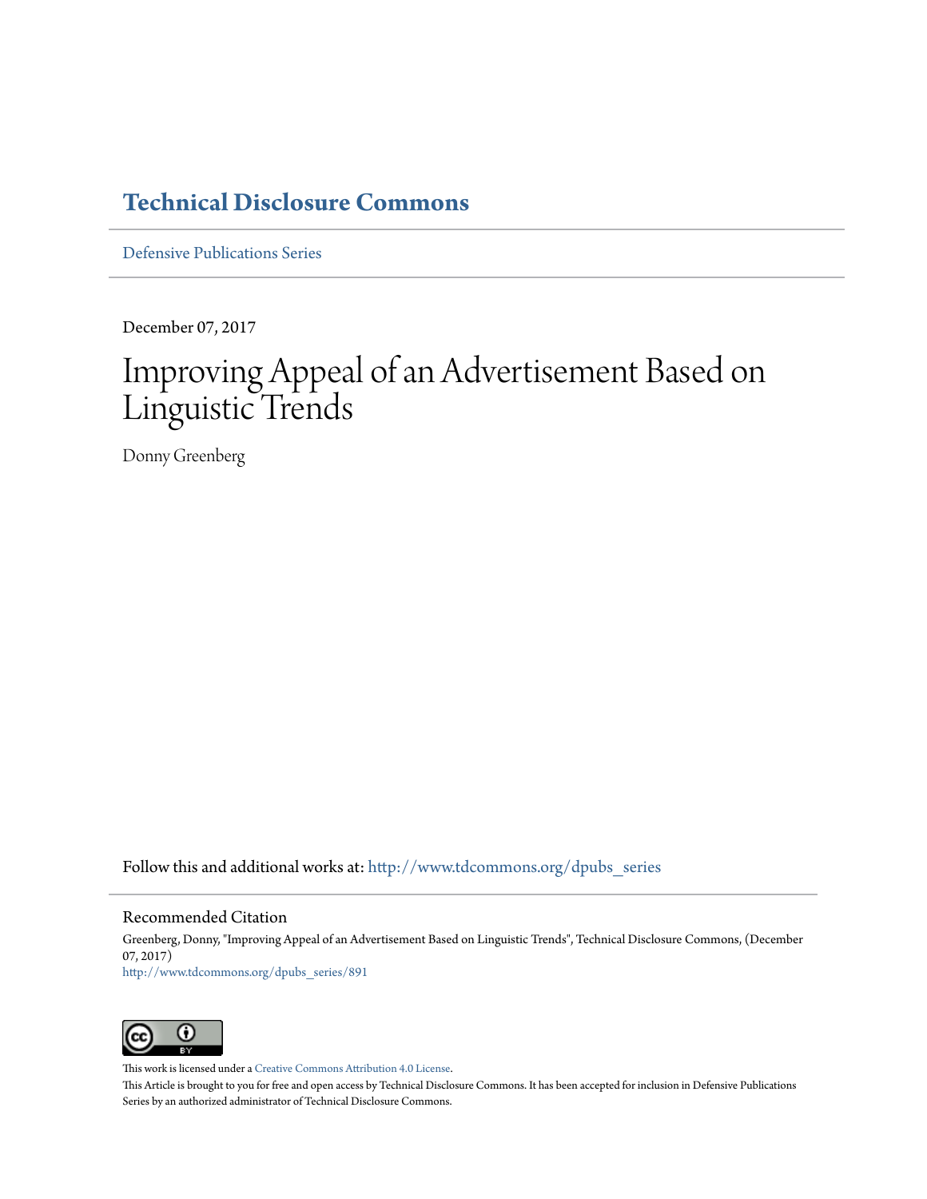# Technical Disclosure Commons

Defensive Publications Series

December 07, 2017

# Improving Appeal of an Advertisement Based on Linguistic Trends

Donny Greenberg

Follow this and additional works at: http://www.tdcommons.org/dpubs_series

## Recommended Citation

Greenberg, Donny, "Improving Appeal of an Advertisement Based on Linguistic Trends", Technical Disclosure Commons, (December 07, 2017)
http://www.tdcommons.org/dpubs_series/891

This work is licensed under a Creative Commons Attribution 4.0 License.
This Article is brought to you for free and open access by Technical Disclosure Commons. It has been accepted for inclusion in Defensive Publications Series by an authorized administrator of Technical Disclosure Commons.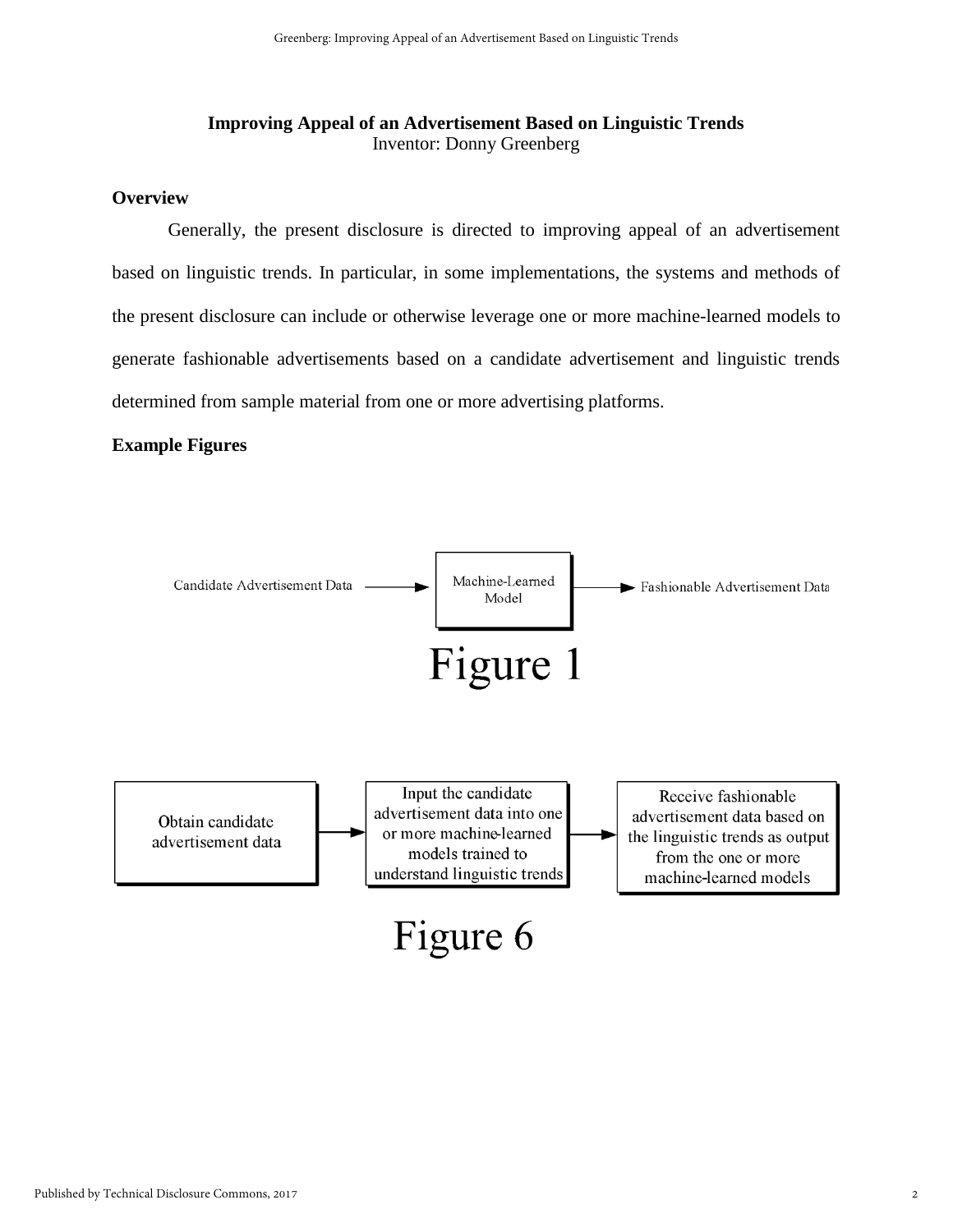# Improving Appeal of an Advertisement Based on Linguistic Trends

Inventor: Donny Greenberg

## Overview

Generally, the present disclosure is directed to improving appeal of an advertisement based on linguistic trends. In particular, in some implementations, the systems and methods of the present disclosure can include or otherwise leverage one or more machine-learned models to generate fashionable advertisements based on a candidate advertisement and linguistic trends determined from sample material from one or more advertising platforms.

## Example Figures

Candidate Advertisement Data → Machine-Learned Model → Fashionable Advertisement Data

Figure 1

Obtain candidate advertisement data → Input the candidate advertisement data into one or more machine-learned models trained to understand linguistic trends → Receive fashionable advertisement data based on the linguistic trends as output from the one or more machine-learned models

Figure 6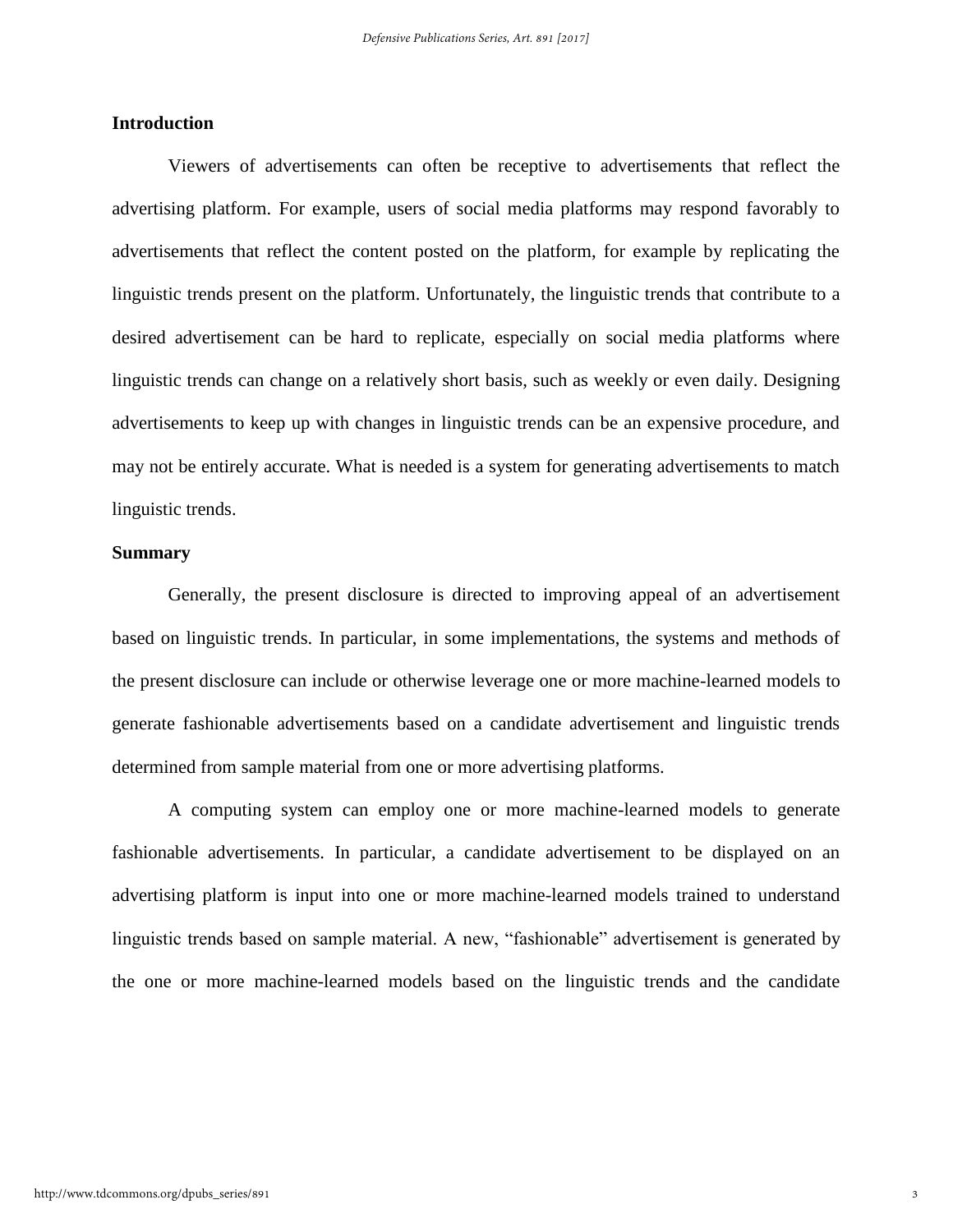## Introduction

Viewers of advertisements can often be receptive to advertisements that reflect the advertising platform. For example, users of social media platforms may respond favorably to advertisements that reflect the content posted on the platform, for example by replicating the linguistic trends present on the platform. Unfortunately, the linguistic trends that contribute to a desired advertisement can be hard to replicate, especially on social media platforms where linguistic trends can change on a relatively short basis, such as weekly or even daily. Designing advertisements to keep up with changes in linguistic trends can be an expensive procedure, and may not be entirely accurate. What is needed is a system for generating advertisements to match linguistic trends.

## Summary

Generally, the present disclosure is directed to improving appeal of an advertisement based on linguistic trends. In particular, in some implementations, the systems and methods of the present disclosure can include or otherwise leverage one or more machine-learned models to generate fashionable advertisements based on a candidate advertisement and linguistic trends determined from sample material from one or more advertising platforms.

A computing system can employ one or more machine-learned models to generate fashionable advertisements. In particular, a candidate advertisement to be displayed on an advertising platform is input into one or more machine-learned models trained to understand linguistic trends based on sample material. A new, "fashionable" advertisement is generated by the one or more machine-learned models based on the linguistic trends and the candidate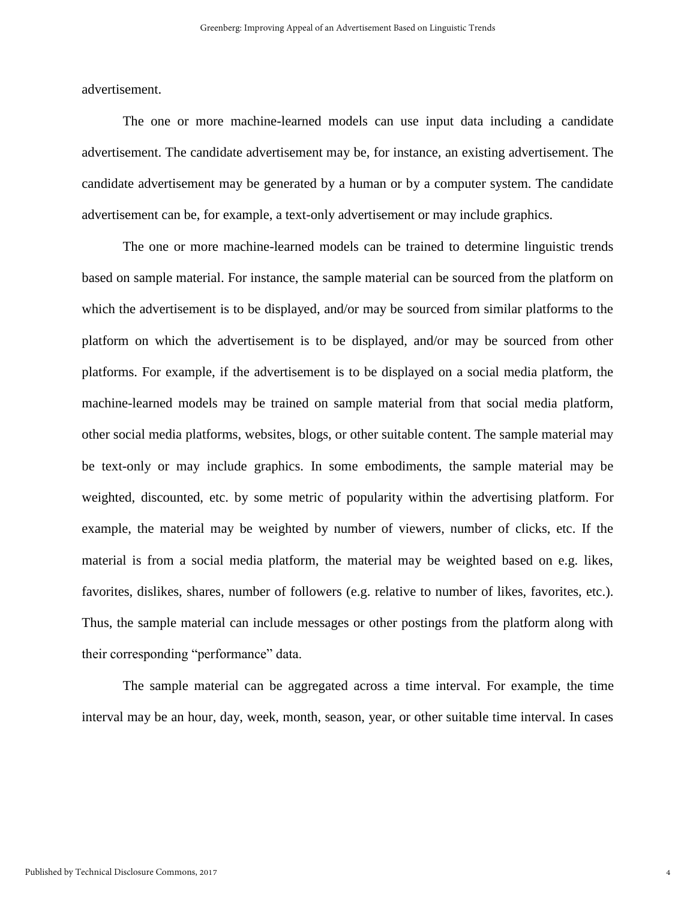advertisement.

The one or more machine-learned models can use input data including a candidate advertisement. The candidate advertisement may be, for instance, an existing advertisement. The candidate advertisement may be generated by a human or by a computer system. The candidate advertisement can be, for example, a text-only advertisement or may include graphics.

The one or more machine-learned models can be trained to determine linguistic trends based on sample material. For instance, the sample material can be sourced from the platform on which the advertisement is to be displayed, and/or may be sourced from similar platforms to the platform on which the advertisement is to be displayed, and/or may be sourced from other platforms. For example, if the advertisement is to be displayed on a social media platform, the machine-learned models may be trained on sample material from that social media platform, other social media platforms, websites, blogs, or other suitable content. The sample material may be text-only or may include graphics. In some embodiments, the sample material may be weighted, discounted, etc. by some metric of popularity within the advertising platform. For example, the material may be weighted by number of viewers, number of clicks, etc. If the material is from a social media platform, the material may be weighted based on e.g. likes, favorites, dislikes, shares, number of followers (e.g. relative to number of likes, favorites, etc.). Thus, the sample material can include messages or other postings from the platform along with their corresponding "performance" data.

The sample material can be aggregated across a time interval. For example, the time interval may be an hour, day, week, month, season, year, or other suitable time interval. In cases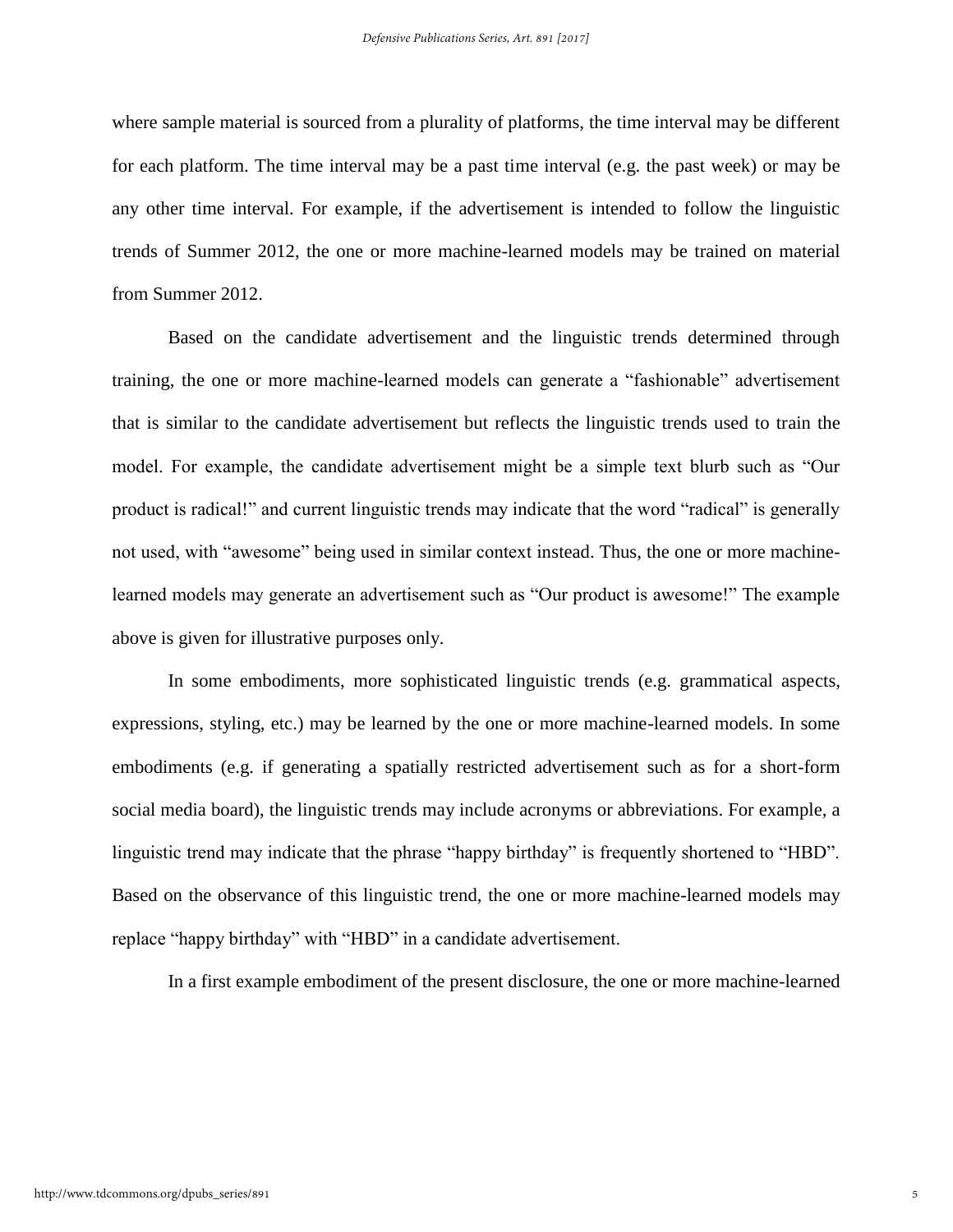where sample material is sourced from a plurality of platforms, the time interval may be different for each platform. The time interval may be a past time interval (e.g. the past week) or may be any other time interval. For example, if the advertisement is intended to follow the linguistic trends of Summer 2012, the one or more machine-learned models may be trained on material from Summer 2012.

Based on the candidate advertisement and the linguistic trends determined through training, the one or more machine-learned models can generate a "fashionable" advertisement that is similar to the candidate advertisement but reflects the linguistic trends used to train the model. For example, the candidate advertisement might be a simple text blurb such as "Our product is radical!" and current linguistic trends may indicate that the word "radical" is generally not used, with "awesome" being used in similar context instead. Thus, the one or more machine-learned models may generate an advertisement such as "Our product is awesome!" The example above is given for illustrative purposes only.

In some embodiments, more sophisticated linguistic trends (e.g. grammatical aspects, expressions, styling, etc.) may be learned by the one or more machine-learned models. In some embodiments (e.g. if generating a spatially restricted advertisement such as for a short-form social media board), the linguistic trends may include acronyms or abbreviations. For example, a linguistic trend may indicate that the phrase "happy birthday" is frequently shortened to "HBD". Based on the observance of this linguistic trend, the one or more machine-learned models may replace "happy birthday" with "HBD" in a candidate advertisement.

In a first example embodiment of the present disclosure, the one or more machine-learned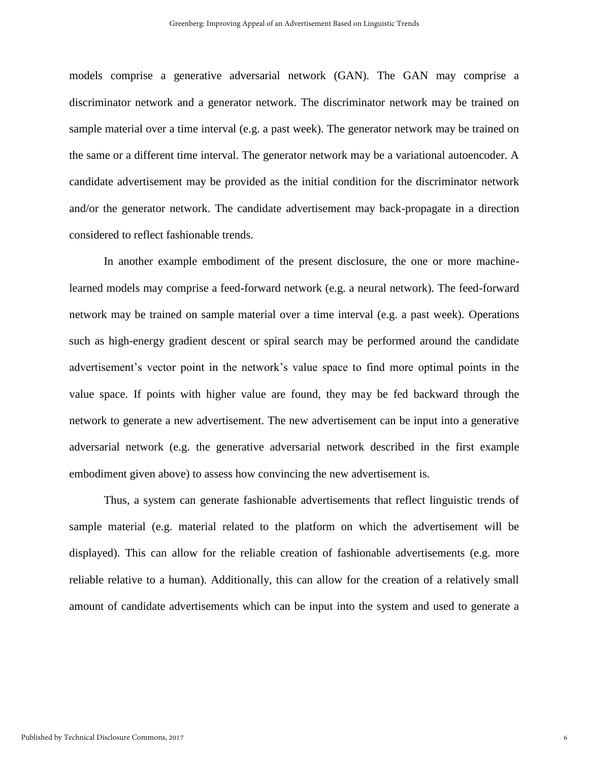models comprise a generative adversarial network (GAN). The GAN may comprise a discriminator network and a generator network. The discriminator network may be trained on sample material over a time interval (e.g. a past week). The generator network may be trained on the same or a different time interval. The generator network may be a variational autoencoder. A candidate advertisement may be provided as the initial condition for the discriminator network and/or the generator network. The candidate advertisement may back-propagate in a direction considered to reflect fashionable trends.

In another example embodiment of the present disclosure, the one or more machine-learned models may comprise a feed-forward network (e.g. a neural network). The feed-forward network may be trained on sample material over a time interval (e.g. a past week). Operations such as high-energy gradient descent or spiral search may be performed around the candidate advertisement's vector point in the network's value space to find more optimal points in the value space. If points with higher value are found, they may be fed backward through the network to generate a new advertisement. The new advertisement can be input into a generative adversarial network (e.g. the generative adversarial network described in the first example embodiment given above) to assess how convincing the new advertisement is.

Thus, a system can generate fashionable advertisements that reflect linguistic trends of sample material (e.g. material related to the platform on which the advertisement will be displayed). This can allow for the reliable creation of fashionable advertisements (e.g. more reliable relative to a human). Additionally, this can allow for the creation of a relatively small amount of candidate advertisements which can be input into the system and used to generate a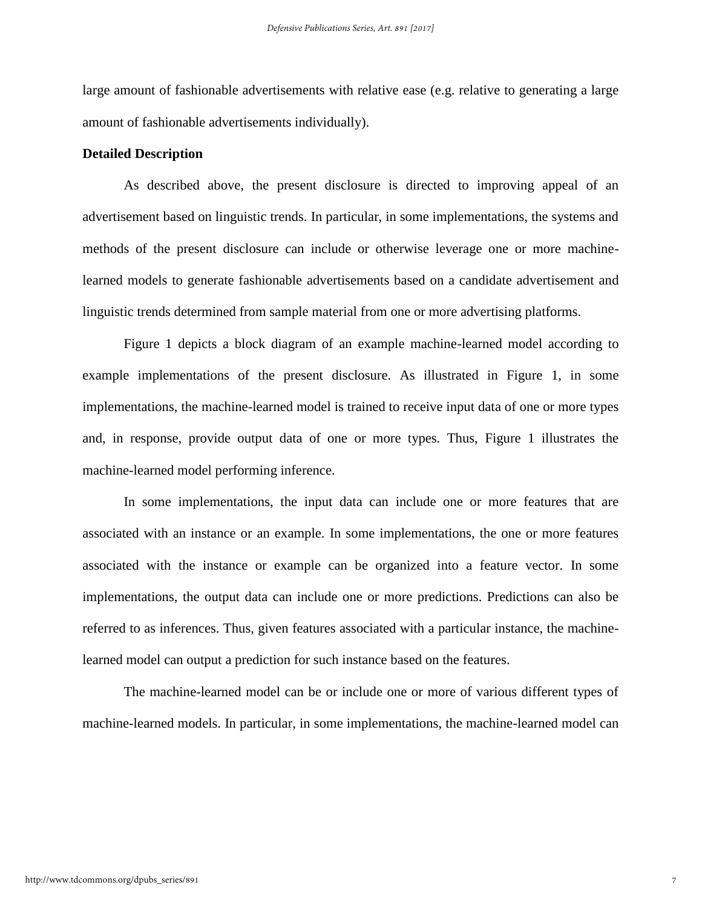large amount of fashionable advertisements with relative ease (e.g. relative to generating a large amount of fashionable advertisements individually).

**Detailed Description**

As described above, the present disclosure is directed to improving appeal of an advertisement based on linguistic trends. In particular, in some implementations, the systems and methods of the present disclosure can include or otherwise leverage one or more machine-learned models to generate fashionable advertisements based on a candidate advertisement and linguistic trends determined from sample material from one or more advertising platforms.

Figure 1 depicts a block diagram of an example machine-learned model according to example implementations of the present disclosure. As illustrated in Figure 1, in some implementations, the machine-learned model is trained to receive input data of one or more types and, in response, provide output data of one or more types. Thus, Figure 1 illustrates the machine-learned model performing inference.

In some implementations, the input data can include one or more features that are associated with an instance or an example. In some implementations, the one or more features associated with the instance or example can be organized into a feature vector. In some implementations, the output data can include one or more predictions. Predictions can also be referred to as inferences. Thus, given features associated with a particular instance, the machine-learned model can output a prediction for such instance based on the features.

The machine-learned model can be or include one or more of various different types of machine-learned models. In particular, in some implementations, the machine-learned model can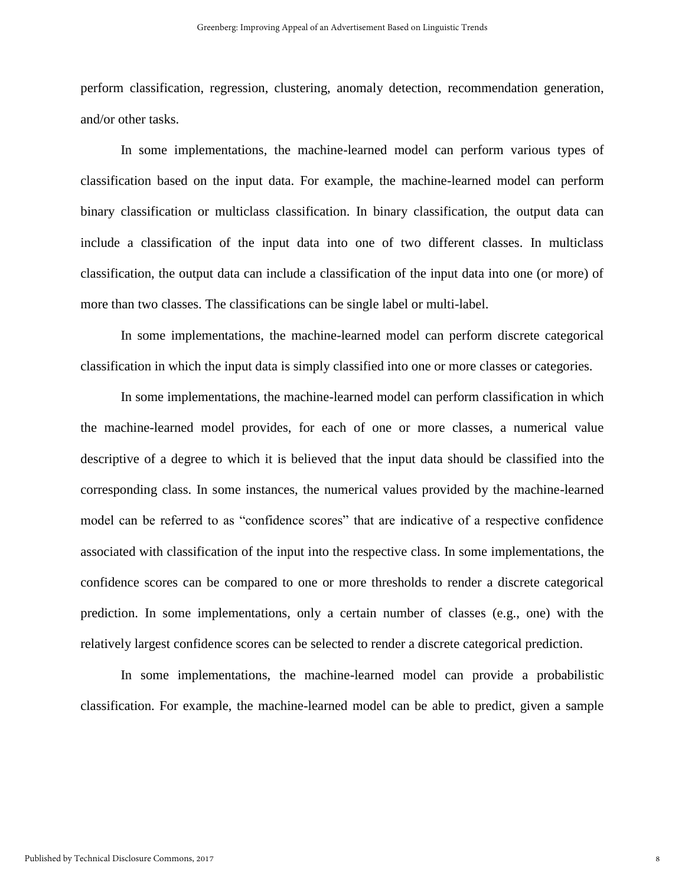perform classification, regression, clustering, anomaly detection, recommendation generation, and/or other tasks.

In some implementations, the machine-learned model can perform various types of classification based on the input data. For example, the machine-learned model can perform binary classification or multiclass classification. In binary classification, the output data can include a classification of the input data into one of two different classes. In multiclass classification, the output data can include a classification of the input data into one (or more) of more than two classes. The classifications can be single label or multi-label.

In some implementations, the machine-learned model can perform discrete categorical classification in which the input data is simply classified into one or more classes or categories.

In some implementations, the machine-learned model can perform classification in which the machine-learned model provides, for each of one or more classes, a numerical value descriptive of a degree to which it is believed that the input data should be classified into the corresponding class. In some instances, the numerical values provided by the machine-learned model can be referred to as "confidence scores" that are indicative of a respective confidence associated with classification of the input into the respective class. In some implementations, the confidence scores can be compared to one or more thresholds to render a discrete categorical prediction. In some implementations, only a certain number of classes (e.g., one) with the relatively largest confidence scores can be selected to render a discrete categorical prediction.

In some implementations, the machine-learned model can provide a probabilistic classification. For example, the machine-learned model can be able to predict, given a sample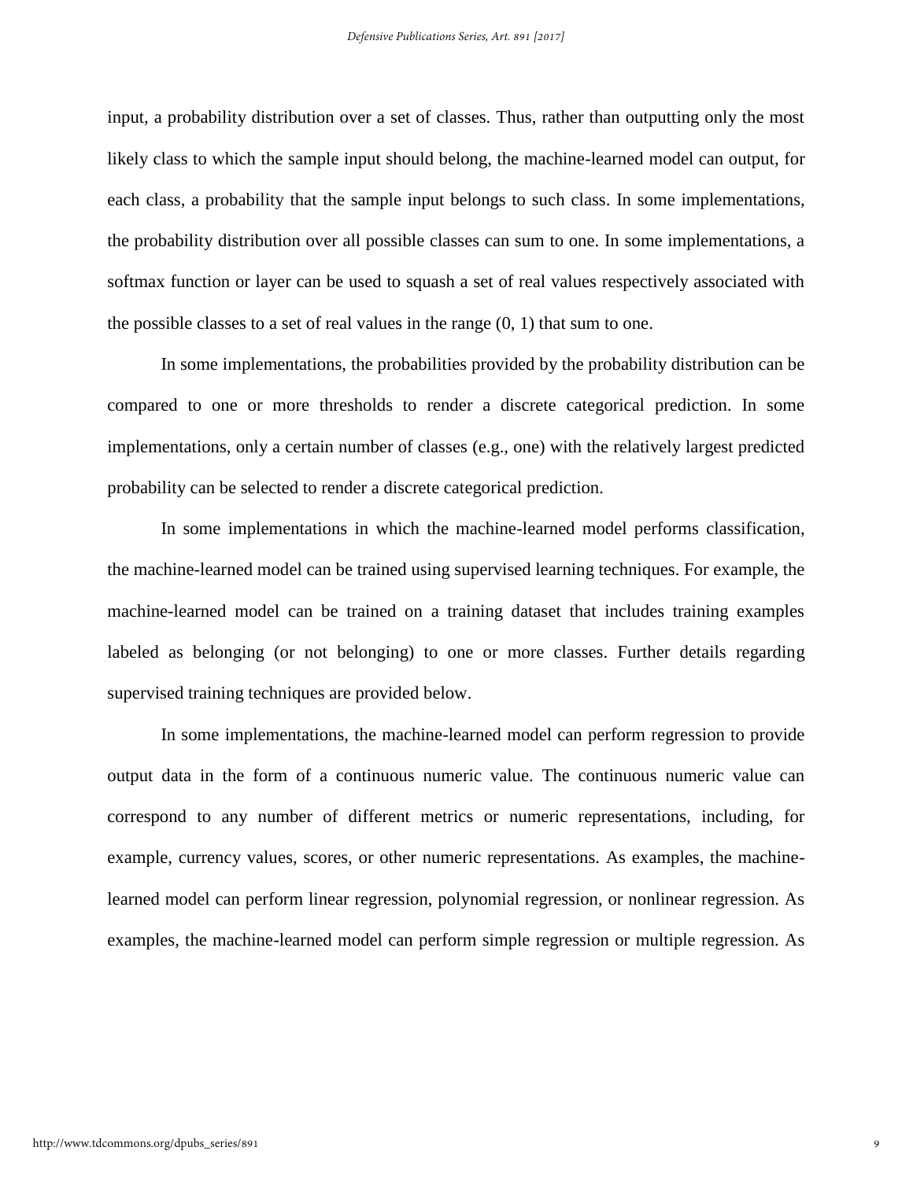input, a probability distribution over a set of classes. Thus, rather than outputting only the most likely class to which the sample input should belong, the machine-learned model can output, for each class, a probability that the sample input belongs to such class. In some implementations, the probability distribution over all possible classes can sum to one. In some implementations, a softmax function or layer can be used to squash a set of real values respectively associated with the possible classes to a set of real values in the range (0, 1) that sum to one.

In some implementations, the probabilities provided by the probability distribution can be compared to one or more thresholds to render a discrete categorical prediction. In some implementations, only a certain number of classes (e.g., one) with the relatively largest predicted probability can be selected to render a discrete categorical prediction.

In some implementations in which the machine-learned model performs classification, the machine-learned model can be trained using supervised learning techniques. For example, the machine-learned model can be trained on a training dataset that includes training examples labeled as belonging (or not belonging) to one or more classes. Further details regarding supervised training techniques are provided below.

In some implementations, the machine-learned model can perform regression to provide output data in the form of a continuous numeric value. The continuous numeric value can correspond to any number of different metrics or numeric representations, including, for example, currency values, scores, or other numeric representations. As examples, the machine-learned model can perform linear regression, polynomial regression, or nonlinear regression. As examples, the machine-learned model can perform simple regression or multiple regression. As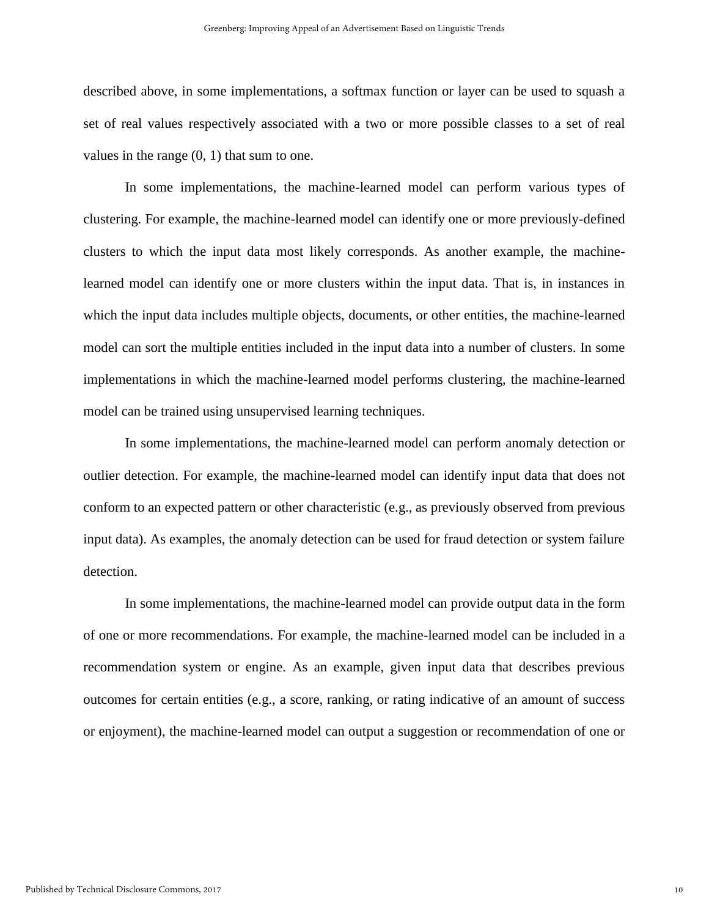described above, in some implementations, a softmax function or layer can be used to squash a set of real values respectively associated with a two or more possible classes to a set of real values in the range (0, 1) that sum to one.

In some implementations, the machine-learned model can perform various types of clustering. For example, the machine-learned model can identify one or more previously-defined clusters to which the input data most likely corresponds. As another example, the machine-learned model can identify one or more clusters within the input data. That is, in instances in which the input data includes multiple objects, documents, or other entities, the machine-learned model can sort the multiple entities included in the input data into a number of clusters. In some implementations in which the machine-learned model performs clustering, the machine-learned model can be trained using unsupervised learning techniques.

In some implementations, the machine-learned model can perform anomaly detection or outlier detection. For example, the machine-learned model can identify input data that does not conform to an expected pattern or other characteristic (e.g., as previously observed from previous input data). As examples, the anomaly detection can be used for fraud detection or system failure detection.

In some implementations, the machine-learned model can provide output data in the form of one or more recommendations. For example, the machine-learned model can be included in a recommendation system or engine. As an example, given input data that describes previous outcomes for certain entities (e.g., a score, ranking, or rating indicative of an amount of success or enjoyment), the machine-learned model can output a suggestion or recommendation of one or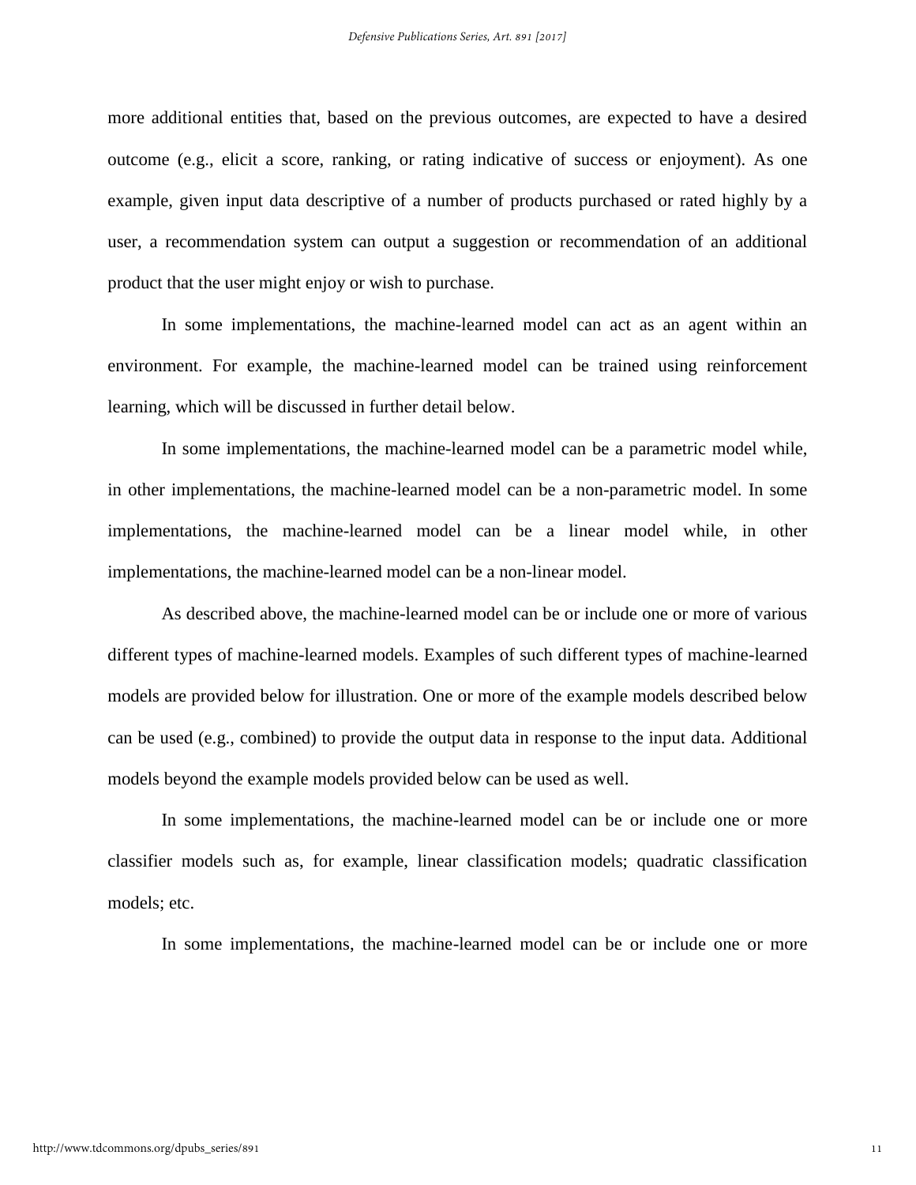more additional entities that, based on the previous outcomes, are expected to have a desired outcome (e.g., elicit a score, ranking, or rating indicative of success or enjoyment). As one example, given input data descriptive of a number of products purchased or rated highly by a user, a recommendation system can output a suggestion or recommendation of an additional product that the user might enjoy or wish to purchase.

In some implementations, the machine-learned model can act as an agent within an environment. For example, the machine-learned model can be trained using reinforcement learning, which will be discussed in further detail below.

In some implementations, the machine-learned model can be a parametric model while, in other implementations, the machine-learned model can be a non-parametric model. In some implementations, the machine-learned model can be a linear model while, in other implementations, the machine-learned model can be a non-linear model.

As described above, the machine-learned model can be or include one or more of various different types of machine-learned models. Examples of such different types of machine-learned models are provided below for illustration. One or more of the example models described below can be used (e.g., combined) to provide the output data in response to the input data. Additional models beyond the example models provided below can be used as well.

In some implementations, the machine-learned model can be or include one or more classifier models such as, for example, linear classification models; quadratic classification models; etc.

In some implementations, the machine-learned model can be or include one or more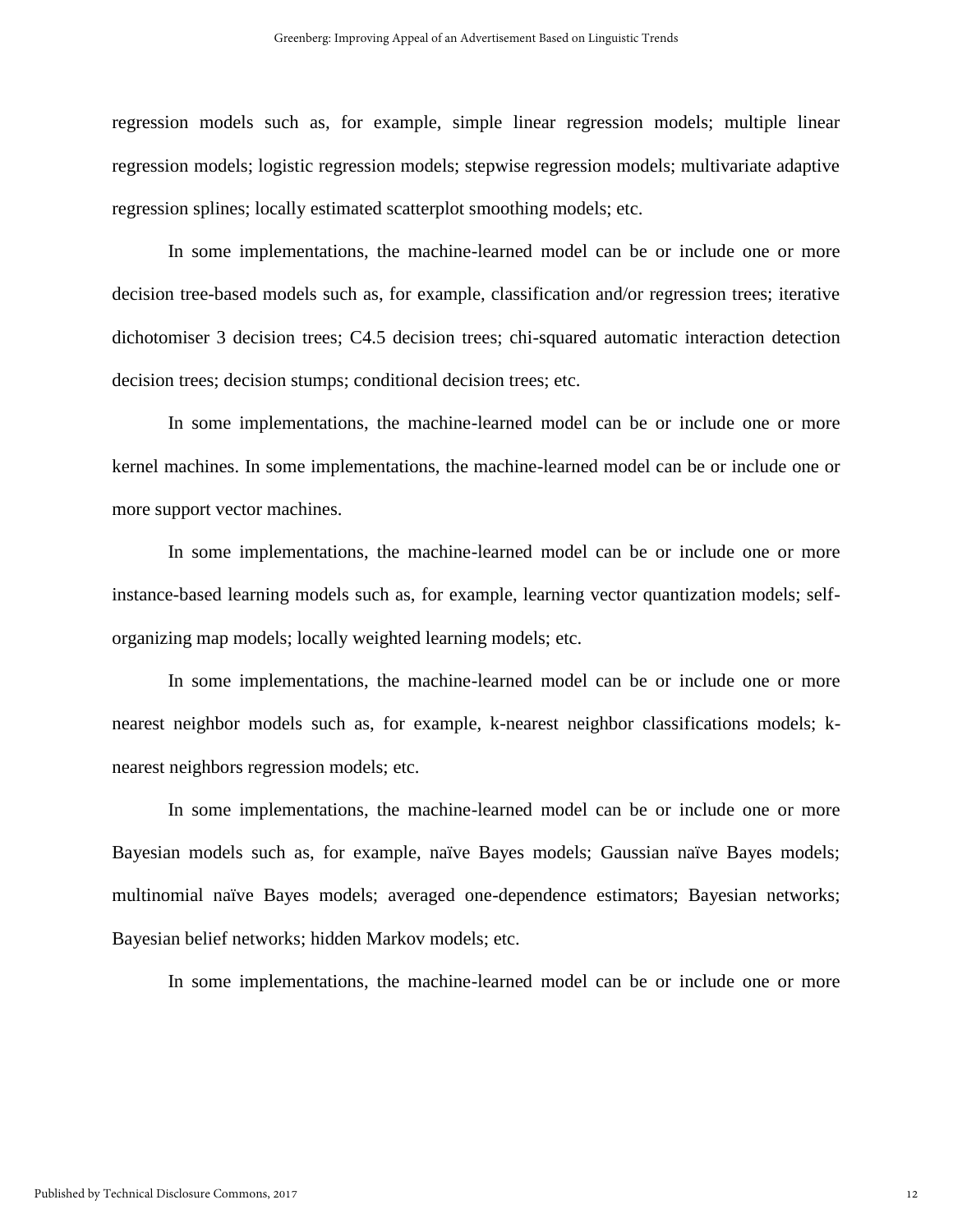regression models such as, for example, simple linear regression models; multiple linear regression models; logistic regression models; stepwise regression models; multivariate adaptive regression splines; locally estimated scatterplot smoothing models; etc.

In some implementations, the machine-learned model can be or include one or more decision tree-based models such as, for example, classification and/or regression trees; iterative dichotomiser 3 decision trees; C4.5 decision trees; chi-squared automatic interaction detection decision trees; decision stumps; conditional decision trees; etc.

In some implementations, the machine-learned model can be or include one or more kernel machines. In some implementations, the machine-learned model can be or include one or more support vector machines.

In some implementations, the machine-learned model can be or include one or more instance-based learning models such as, for example, learning vector quantization models; self-organizing map models; locally weighted learning models; etc.

In some implementations, the machine-learned model can be or include one or more nearest neighbor models such as, for example, k-nearest neighbor classifications models; k-nearest neighbors regression models; etc.

In some implementations, the machine-learned model can be or include one or more Bayesian models such as, for example, naïve Bayes models; Gaussian naïve Bayes models; multinomial naïve Bayes models; averaged one-dependence estimators; Bayesian networks; Bayesian belief networks; hidden Markov models; etc.

In some implementations, the machine-learned model can be or include one or more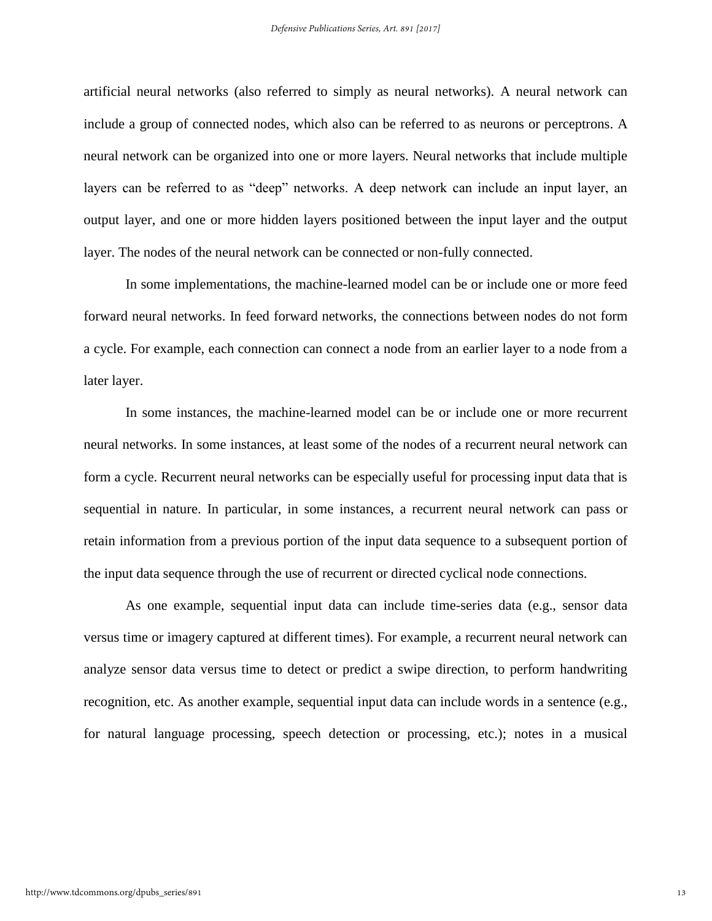artificial neural networks (also referred to simply as neural networks). A neural network can include a group of connected nodes, which also can be referred to as neurons or perceptrons. A neural network can be organized into one or more layers. Neural networks that include multiple layers can be referred to as "deep" networks. A deep network can include an input layer, an output layer, and one or more hidden layers positioned between the input layer and the output layer. The nodes of the neural network can be connected or non-fully connected.

In some implementations, the machine-learned model can be or include one or more feed forward neural networks. In feed forward networks, the connections between nodes do not form a cycle. For example, each connection can connect a node from an earlier layer to a node from a later layer.

In some instances, the machine-learned model can be or include one or more recurrent neural networks. In some instances, at least some of the nodes of a recurrent neural network can form a cycle. Recurrent neural networks can be especially useful for processing input data that is sequential in nature. In particular, in some instances, a recurrent neural network can pass or retain information from a previous portion of the input data sequence to a subsequent portion of the input data sequence through the use of recurrent or directed cyclical node connections.

As one example, sequential input data can include time-series data (e.g., sensor data versus time or imagery captured at different times). For example, a recurrent neural network can analyze sensor data versus time to detect or predict a swipe direction, to perform handwriting recognition, etc. As another example, sequential input data can include words in a sentence (e.g., for natural language processing, speech detection or processing, etc.); notes in a musical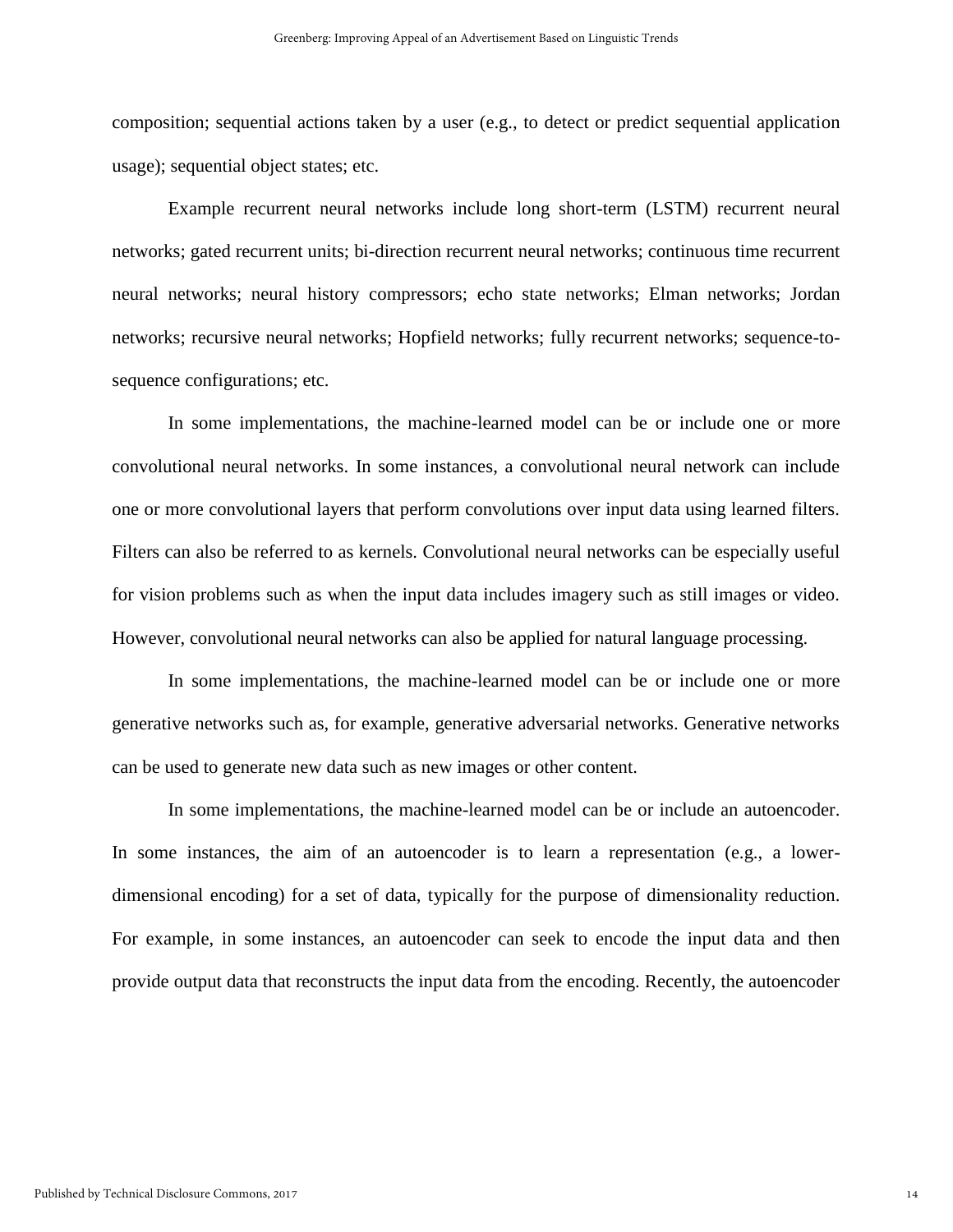composition; sequential actions taken by a user (e.g., to detect or predict sequential application usage); sequential object states; etc.

Example recurrent neural networks include long short-term (LSTM) recurrent neural networks; gated recurrent units; bi-direction recurrent neural networks; continuous time recurrent neural networks; neural history compressors; echo state networks; Elman networks; Jordan networks; recursive neural networks; Hopfield networks; fully recurrent networks; sequence-to-sequence configurations; etc.

In some implementations, the machine-learned model can be or include one or more convolutional neural networks. In some instances, a convolutional neural network can include one or more convolutional layers that perform convolutions over input data using learned filters. Filters can also be referred to as kernels. Convolutional neural networks can be especially useful for vision problems such as when the input data includes imagery such as still images or video. However, convolutional neural networks can also be applied for natural language processing.

In some implementations, the machine-learned model can be or include one or more generative networks such as, for example, generative adversarial networks. Generative networks can be used to generate new data such as new images or other content.

In some implementations, the machine-learned model can be or include an autoencoder. In some instances, the aim of an autoencoder is to learn a representation (e.g., a lower-dimensional encoding) for a set of data, typically for the purpose of dimensionality reduction. For example, in some instances, an autoencoder can seek to encode the input data and then provide output data that reconstructs the input data from the encoding. Recently, the autoencoder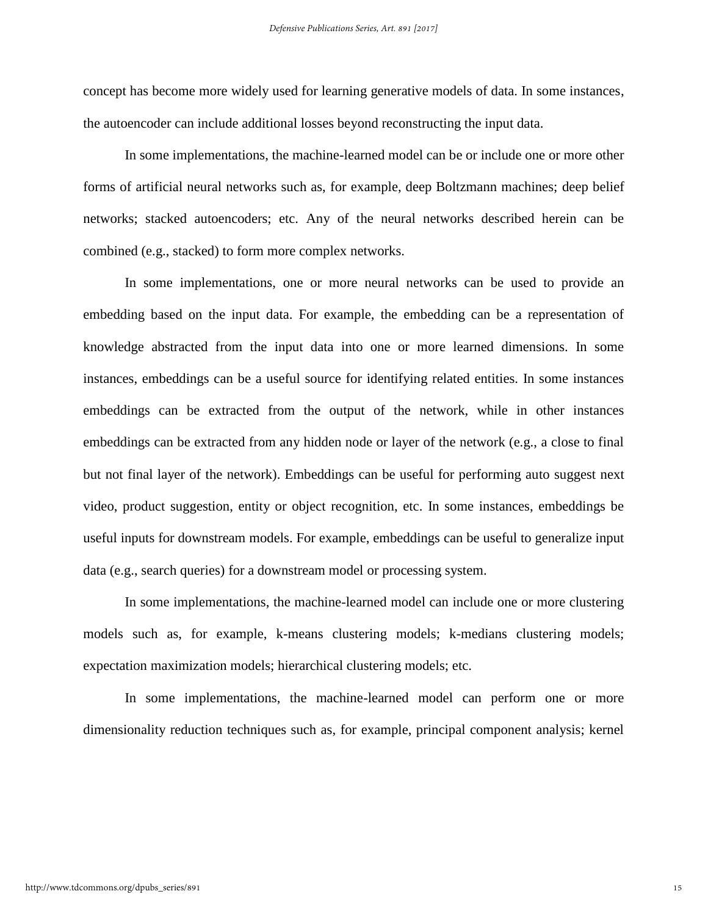concept has become more widely used for learning generative models of data. In some instances, the autoencoder can include additional losses beyond reconstructing the input data.

In some implementations, the machine-learned model can be or include one or more other forms of artificial neural networks such as, for example, deep Boltzmann machines; deep belief networks; stacked autoencoders; etc. Any of the neural networks described herein can be combined (e.g., stacked) to form more complex networks.

In some implementations, one or more neural networks can be used to provide an embedding based on the input data. For example, the embedding can be a representation of knowledge abstracted from the input data into one or more learned dimensions. In some instances, embeddings can be a useful source for identifying related entities. In some instances embeddings can be extracted from the output of the network, while in other instances embeddings can be extracted from any hidden node or layer of the network (e.g., a close to final but not final layer of the network). Embeddings can be useful for performing auto suggest next video, product suggestion, entity or object recognition, etc. In some instances, embeddings be useful inputs for downstream models. For example, embeddings can be useful to generalize input data (e.g., search queries) for a downstream model or processing system.

In some implementations, the machine-learned model can include one or more clustering models such as, for example, k-means clustering models; k-medians clustering models; expectation maximization models; hierarchical clustering models; etc.

In some implementations, the machine-learned model can perform one or more dimensionality reduction techniques such as, for example, principal component analysis; kernel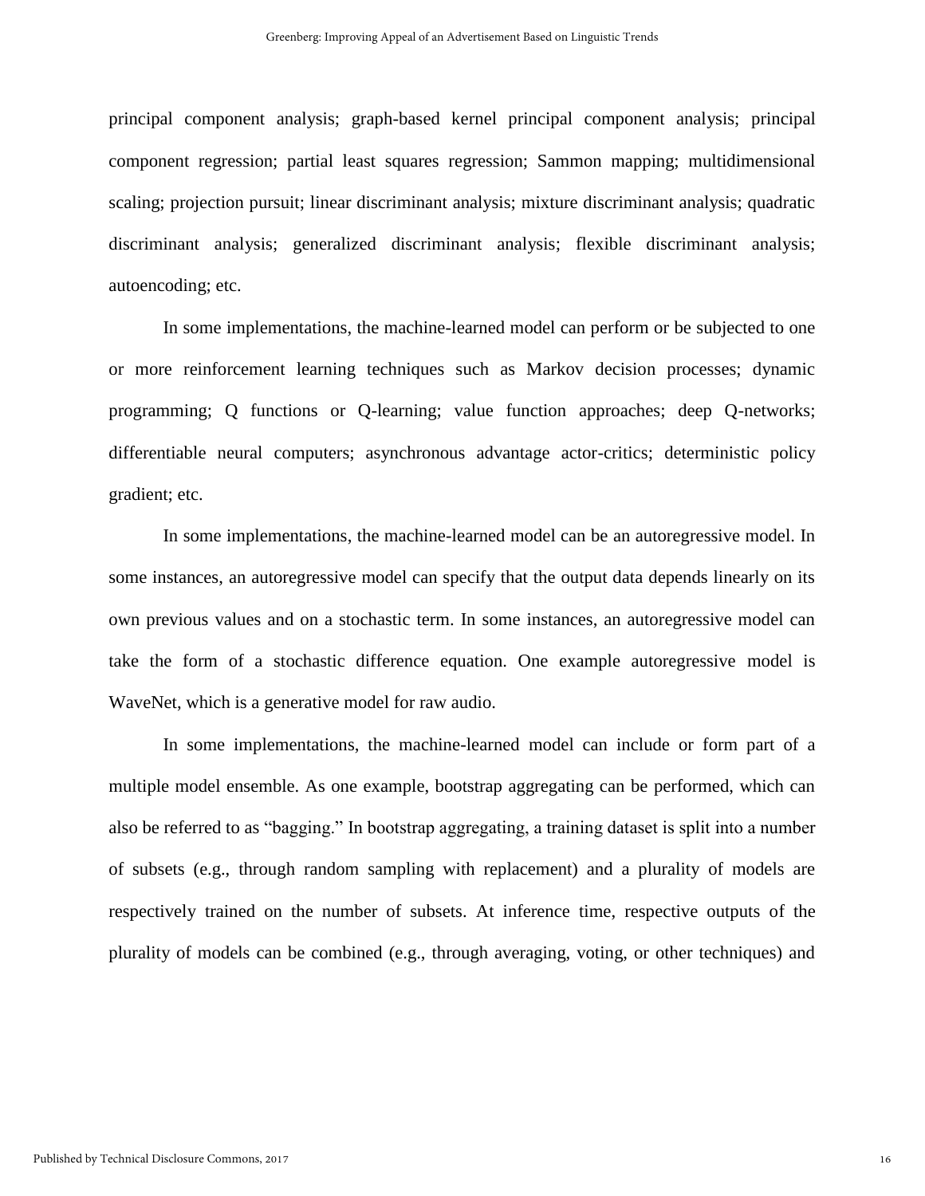principal component analysis; graph-based kernel principal component analysis; principal component regression; partial least squares regression; Sammon mapping; multidimensional scaling; projection pursuit; linear discriminant analysis; mixture discriminant analysis; quadratic discriminant analysis; generalized discriminant analysis; flexible discriminant analysis; autoencoding; etc.

In some implementations, the machine-learned model can perform or be subjected to one or more reinforcement learning techniques such as Markov decision processes; dynamic programming; Q functions or Q-learning; value function approaches; deep Q-networks; differentiable neural computers; asynchronous advantage actor-critics; deterministic policy gradient; etc.

In some implementations, the machine-learned model can be an autoregressive model. In some instances, an autoregressive model can specify that the output data depends linearly on its own previous values and on a stochastic term. In some instances, an autoregressive model can take the form of a stochastic difference equation. One example autoregressive model is WaveNet, which is a generative model for raw audio.

In some implementations, the machine-learned model can include or form part of a multiple model ensemble. As one example, bootstrap aggregating can be performed, which can also be referred to as "bagging." In bootstrap aggregating, a training dataset is split into a number of subsets (e.g., through random sampling with replacement) and a plurality of models are respectively trained on the number of subsets. At inference time, respective outputs of the plurality of models can be combined (e.g., through averaging, voting, or other techniques) and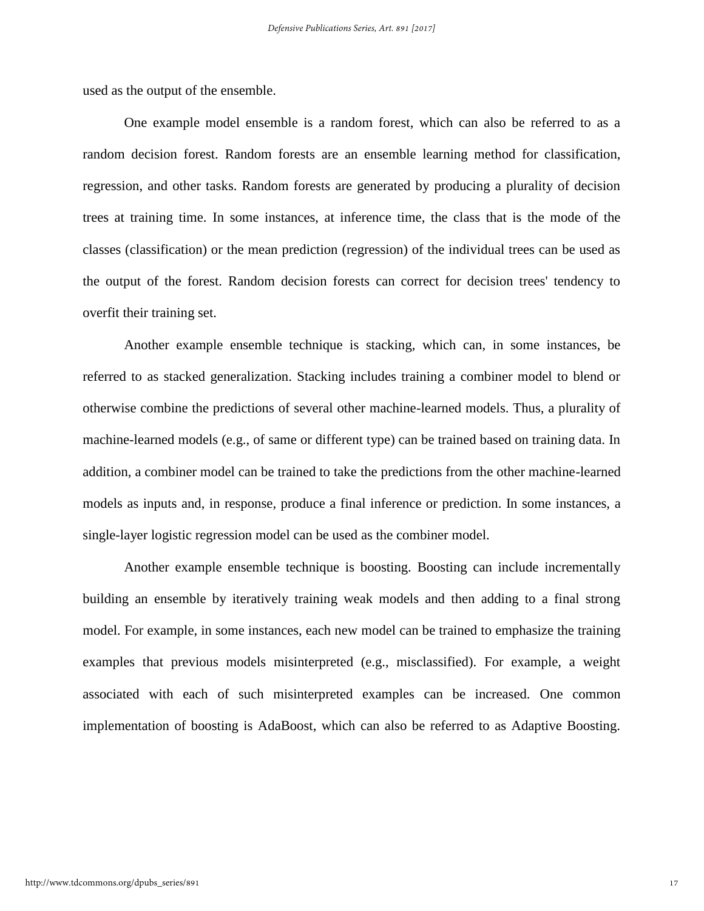used as the output of the ensemble.

One example model ensemble is a random forest, which can also be referred to as a random decision forest. Random forests are an ensemble learning method for classification, regression, and other tasks. Random forests are generated by producing a plurality of decision trees at training time. In some instances, at inference time, the class that is the mode of the classes (classification) or the mean prediction (regression) of the individual trees can be used as the output of the forest. Random decision forests can correct for decision trees' tendency to overfit their training set.

Another example ensemble technique is stacking, which can, in some instances, be referred to as stacked generalization. Stacking includes training a combiner model to blend or otherwise combine the predictions of several other machine-learned models. Thus, a plurality of machine-learned models (e.g., of same or different type) can be trained based on training data. In addition, a combiner model can be trained to take the predictions from the other machine-learned models as inputs and, in response, produce a final inference or prediction. In some instances, a single-layer logistic regression model can be used as the combiner model.

Another example ensemble technique is boosting. Boosting can include incrementally building an ensemble by iteratively training weak models and then adding to a final strong model. For example, in some instances, each new model can be trained to emphasize the training examples that previous models misinterpreted (e.g., misclassified). For example, a weight associated with each of such misinterpreted examples can be increased. One common implementation of boosting is AdaBoost, which can also be referred to as Adaptive Boosting.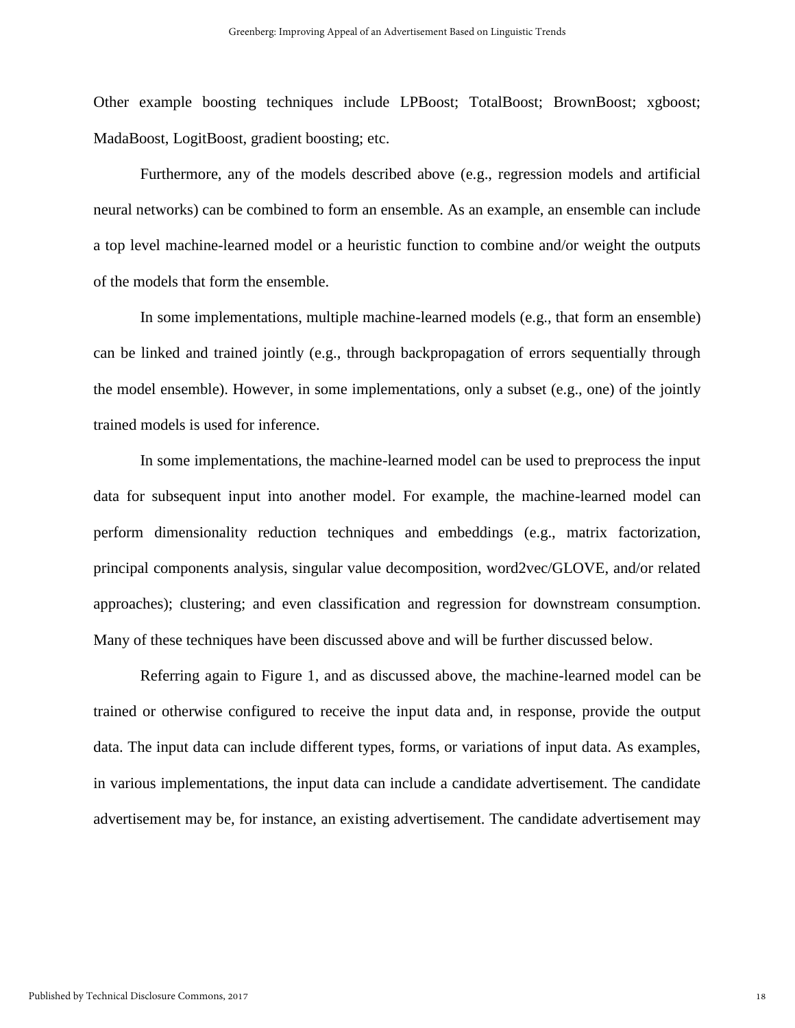Other example boosting techniques include LPBoost; TotalBoost; BrownBoost; xgboost; MadaBoost, LogitBoost, gradient boosting; etc.

Furthermore, any of the models described above (e.g., regression models and artificial neural networks) can be combined to form an ensemble. As an example, an ensemble can include a top level machine-learned model or a heuristic function to combine and/or weight the outputs of the models that form the ensemble.

In some implementations, multiple machine-learned models (e.g., that form an ensemble) can be linked and trained jointly (e.g., through backpropagation of errors sequentially through the model ensemble). However, in some implementations, only a subset (e.g., one) of the jointly trained models is used for inference.

In some implementations, the machine-learned model can be used to preprocess the input data for subsequent input into another model. For example, the machine-learned model can perform dimensionality reduction techniques and embeddings (e.g., matrix factorization, principal components analysis, singular value decomposition, word2vec/GLOVE, and/or related approaches); clustering; and even classification and regression for downstream consumption. Many of these techniques have been discussed above and will be further discussed below.

Referring again to Figure 1, and as discussed above, the machine-learned model can be trained or otherwise configured to receive the input data and, in response, provide the output data. The input data can include different types, forms, or variations of input data. As examples, in various implementations, the input data can include a candidate advertisement. The candidate advertisement may be, for instance, an existing advertisement. The candidate advertisement may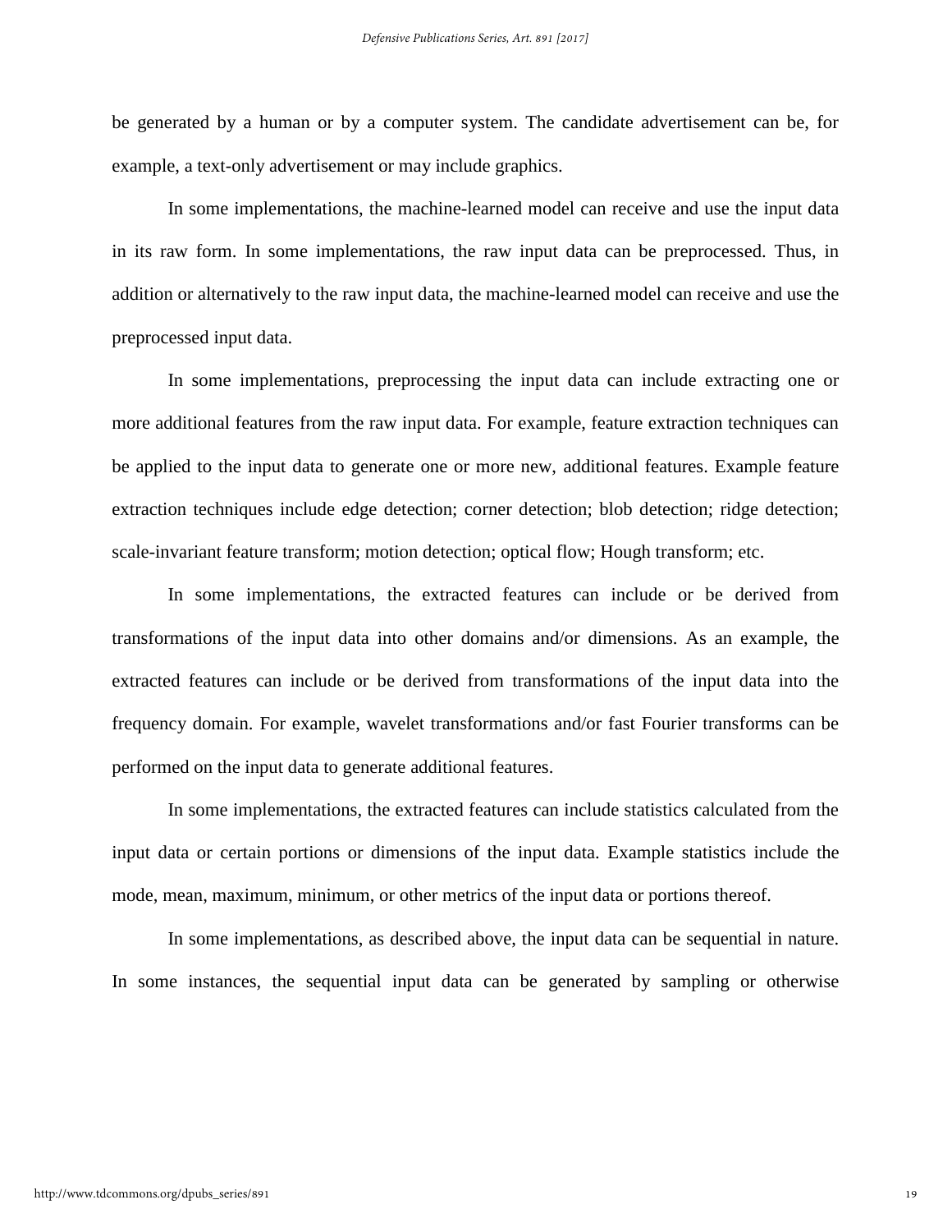be generated by a human or by a computer system. The candidate advertisement can be, for example, a text-only advertisement or may include graphics.

In some implementations, the machine-learned model can receive and use the input data in its raw form. In some implementations, the raw input data can be preprocessed. Thus, in addition or alternatively to the raw input data, the machine-learned model can receive and use the preprocessed input data.

In some implementations, preprocessing the input data can include extracting one or more additional features from the raw input data. For example, feature extraction techniques can be applied to the input data to generate one or more new, additional features. Example feature extraction techniques include edge detection; corner detection; blob detection; ridge detection; scale-invariant feature transform; motion detection; optical flow; Hough transform; etc.

In some implementations, the extracted features can include or be derived from transformations of the input data into other domains and/or dimensions. As an example, the extracted features can include or be derived from transformations of the input data into the frequency domain. For example, wavelet transformations and/or fast Fourier transforms can be performed on the input data to generate additional features.

In some implementations, the extracted features can include statistics calculated from the input data or certain portions or dimensions of the input data. Example statistics include the mode, mean, maximum, minimum, or other metrics of the input data or portions thereof.

In some implementations, as described above, the input data can be sequential in nature. In some instances, the sequential input data can be generated by sampling or otherwise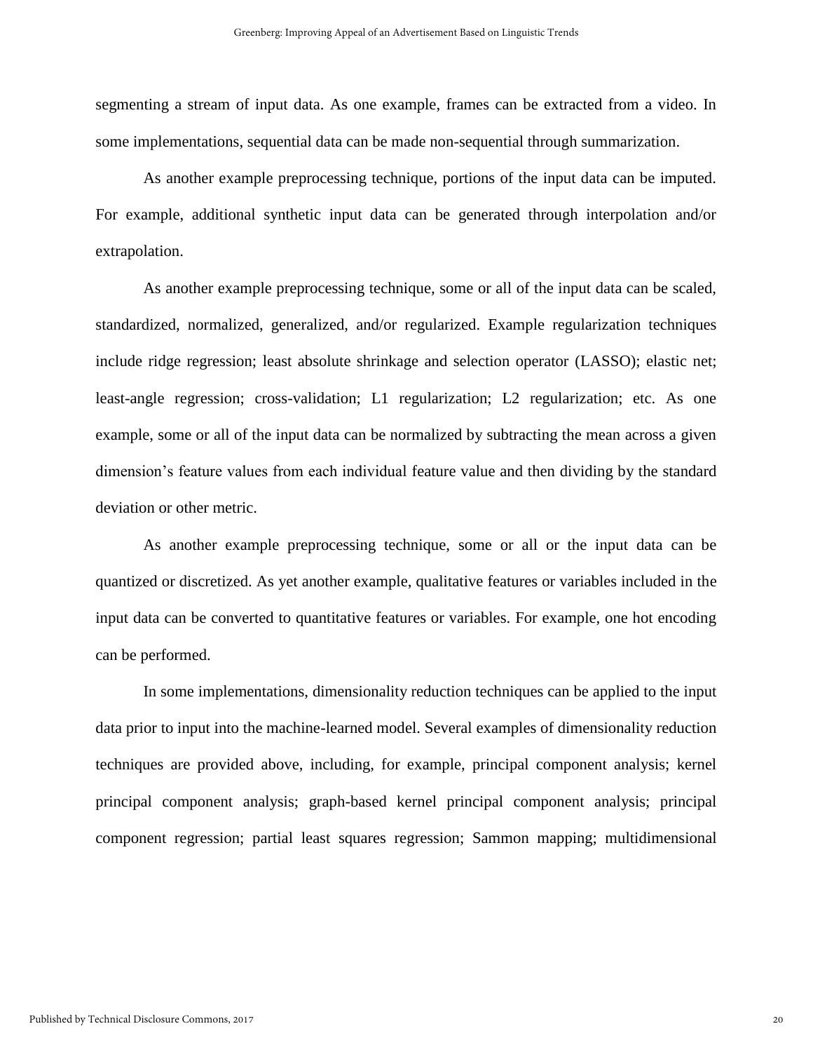segmenting a stream of input data. As one example, frames can be extracted from a video. In some implementations, sequential data can be made non-sequential through summarization.

As another example preprocessing technique, portions of the input data can be imputed. For example, additional synthetic input data can be generated through interpolation and/or extrapolation.

As another example preprocessing technique, some or all of the input data can be scaled, standardized, normalized, generalized, and/or regularized. Example regularization techniques include ridge regression; least absolute shrinkage and selection operator (LASSO); elastic net; least-angle regression; cross-validation; L1 regularization; L2 regularization; etc. As one example, some or all of the input data can be normalized by subtracting the mean across a given dimension's feature values from each individual feature value and then dividing by the standard deviation or other metric.

As another example preprocessing technique, some or all or the input data can be quantized or discretized. As yet another example, qualitative features or variables included in the input data can be converted to quantitative features or variables. For example, one hot encoding can be performed.

In some implementations, dimensionality reduction techniques can be applied to the input data prior to input into the machine-learned model. Several examples of dimensionality reduction techniques are provided above, including, for example, principal component analysis; kernel principal component analysis; graph-based kernel principal component analysis; principal component regression; partial least squares regression; Sammon mapping; multidimensional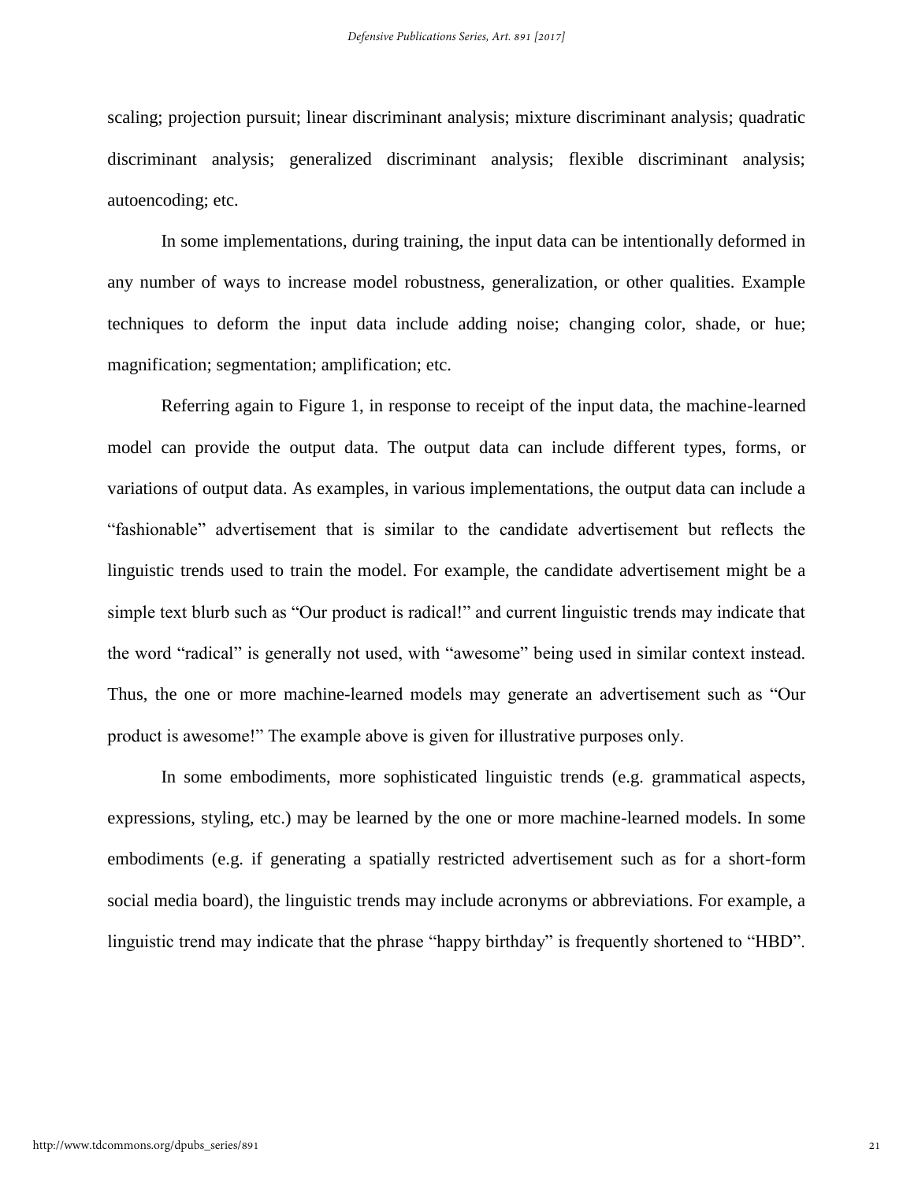scaling; projection pursuit; linear discriminant analysis; mixture discriminant analysis; quadratic discriminant analysis; generalized discriminant analysis; flexible discriminant analysis; autoencoding; etc.

In some implementations, during training, the input data can be intentionally deformed in any number of ways to increase model robustness, generalization, or other qualities. Example techniques to deform the input data include adding noise; changing color, shade, or hue; magnification; segmentation; amplification; etc.

Referring again to Figure 1, in response to receipt of the input data, the machine-learned model can provide the output data. The output data can include different types, forms, or variations of output data. As examples, in various implementations, the output data can include a "fashionable" advertisement that is similar to the candidate advertisement but reflects the linguistic trends used to train the model. For example, the candidate advertisement might be a simple text blurb such as "Our product is radical!" and current linguistic trends may indicate that the word "radical" is generally not used, with "awesome" being used in similar context instead. Thus, the one or more machine-learned models may generate an advertisement such as "Our product is awesome!" The example above is given for illustrative purposes only.

In some embodiments, more sophisticated linguistic trends (e.g. grammatical aspects, expressions, styling, etc.) may be learned by the one or more machine-learned models. In some embodiments (e.g. if generating a spatially restricted advertisement such as for a short-form social media board), the linguistic trends may include acronyms or abbreviations. For example, a linguistic trend may indicate that the phrase "happy birthday" is frequently shortened to "HBD".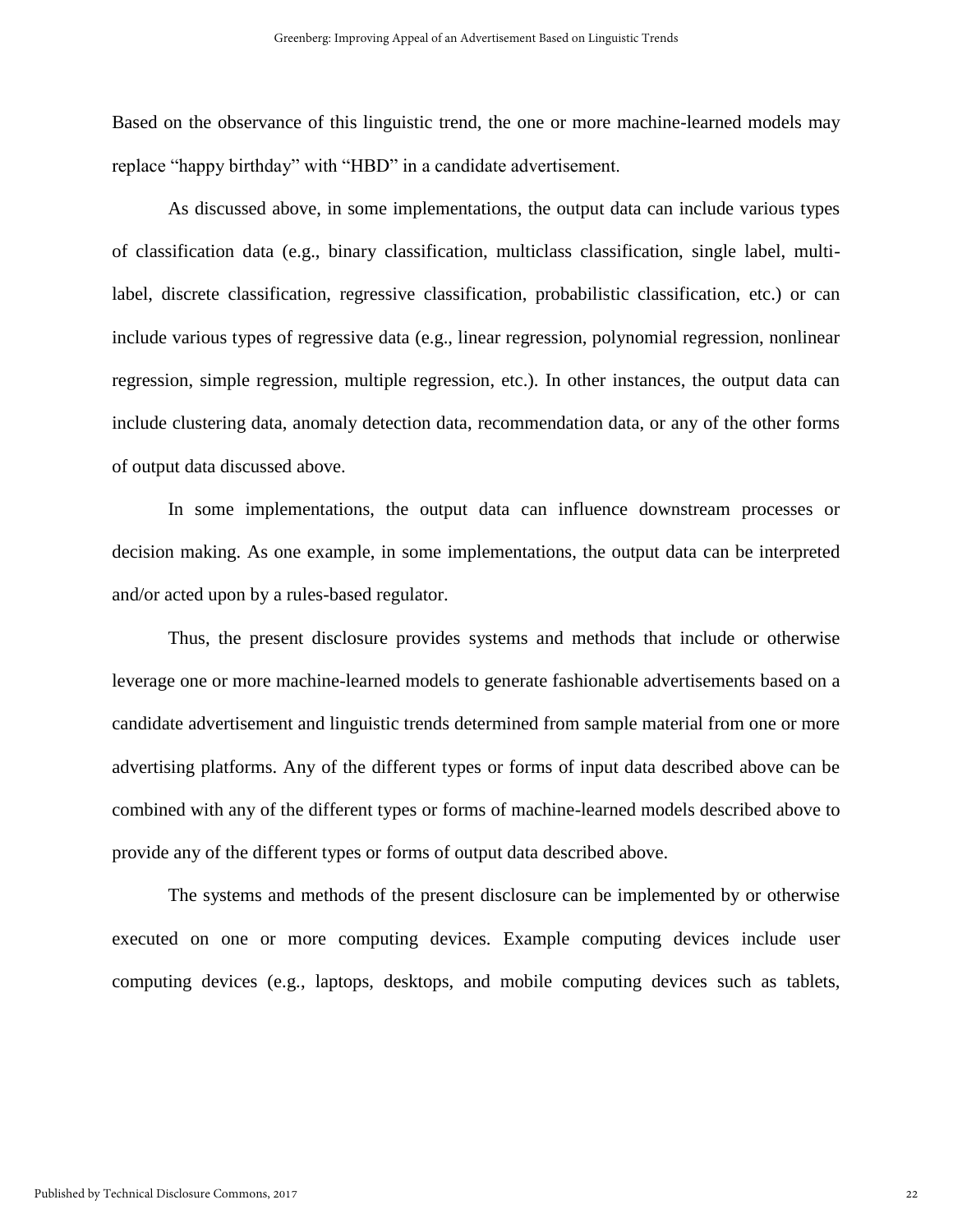Based on the observance of this linguistic trend, the one or more machine-learned models may replace "happy birthday" with "HBD" in a candidate advertisement.

As discussed above, in some implementations, the output data can include various types of classification data (e.g., binary classification, multiclass classification, single label, multi-label, discrete classification, regressive classification, probabilistic classification, etc.) or can include various types of regressive data (e.g., linear regression, polynomial regression, nonlinear regression, simple regression, multiple regression, etc.). In other instances, the output data can include clustering data, anomaly detection data, recommendation data, or any of the other forms of output data discussed above.

In some implementations, the output data can influence downstream processes or decision making. As one example, in some implementations, the output data can be interpreted and/or acted upon by a rules-based regulator.

Thus, the present disclosure provides systems and methods that include or otherwise leverage one or more machine-learned models to generate fashionable advertisements based on a candidate advertisement and linguistic trends determined from sample material from one or more advertising platforms. Any of the different types or forms of input data described above can be combined with any of the different types or forms of machine-learned models described above to provide any of the different types or forms of output data described above.

The systems and methods of the present disclosure can be implemented by or otherwise executed on one or more computing devices. Example computing devices include user computing devices (e.g., laptops, desktops, and mobile computing devices such as tablets,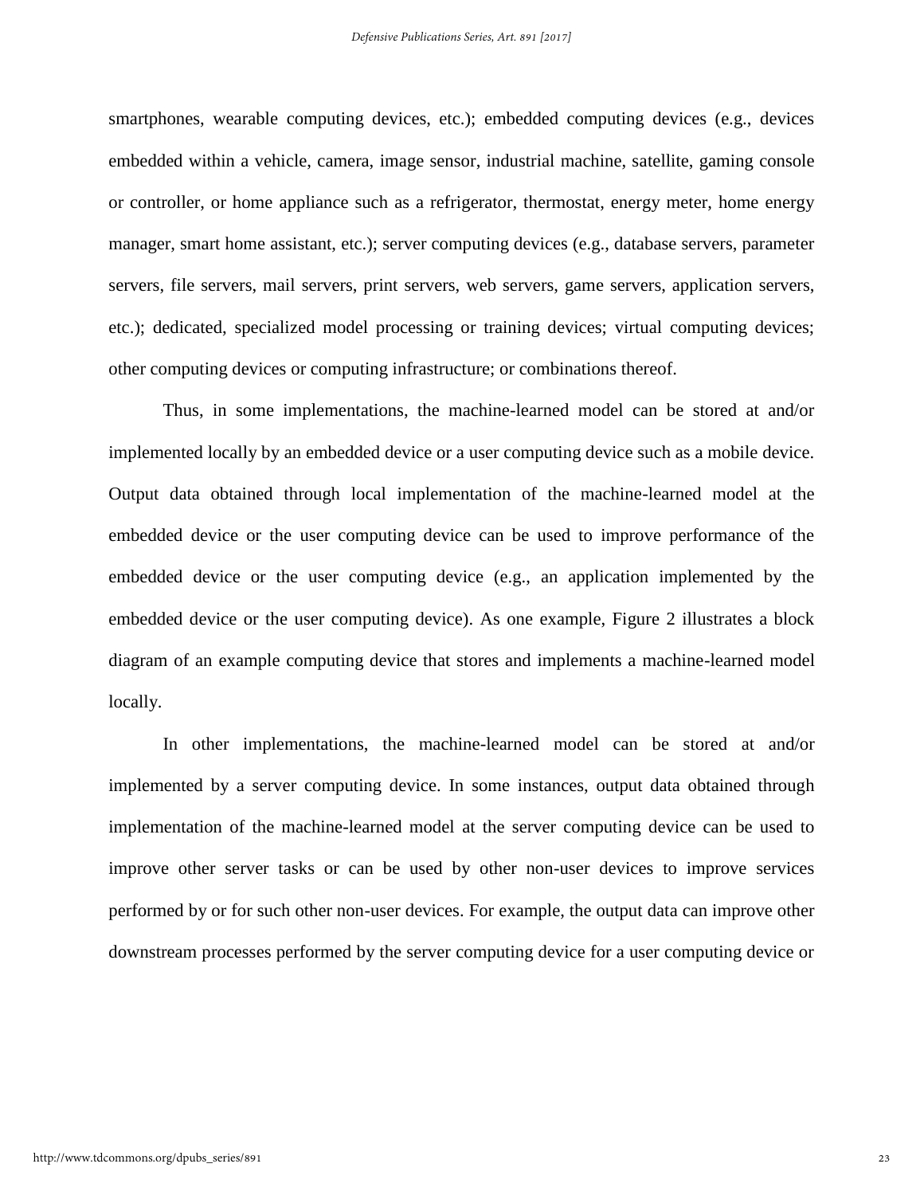smartphones, wearable computing devices, etc.); embedded computing devices (e.g., devices embedded within a vehicle, camera, image sensor, industrial machine, satellite, gaming console or controller, or home appliance such as a refrigerator, thermostat, energy meter, home energy manager, smart home assistant, etc.); server computing devices (e.g., database servers, parameter servers, file servers, mail servers, print servers, web servers, game servers, application servers, etc.); dedicated, specialized model processing or training devices; virtual computing devices; other computing devices or computing infrastructure; or combinations thereof.

Thus, in some implementations, the machine-learned model can be stored at and/or implemented locally by an embedded device or a user computing device such as a mobile device. Output data obtained through local implementation of the machine-learned model at the embedded device or the user computing device can be used to improve performance of the embedded device or the user computing device (e.g., an application implemented by the embedded device or the user computing device). As one example, Figure 2 illustrates a block diagram of an example computing device that stores and implements a machine-learned model locally.

In other implementations, the machine-learned model can be stored at and/or implemented by a server computing device. In some instances, output data obtained through implementation of the machine-learned model at the server computing device can be used to improve other server tasks or can be used by other non-user devices to improve services performed by or for such other non-user devices. For example, the output data can improve other downstream processes performed by the server computing device for a user computing device or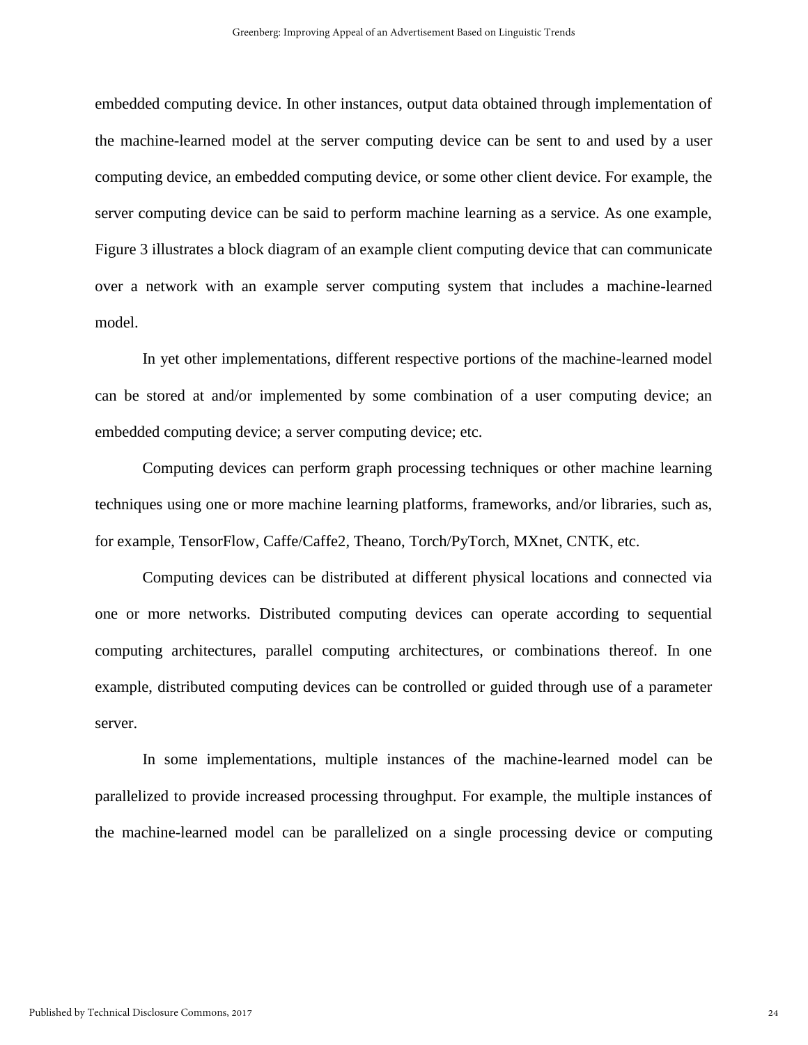embedded computing device. In other instances, output data obtained through implementation of the machine-learned model at the server computing device can be sent to and used by a user computing device, an embedded computing device, or some other client device. For example, the server computing device can be said to perform machine learning as a service. As one example, Figure 3 illustrates a block diagram of an example client computing device that can communicate over a network with an example server computing system that includes a machine-learned model.

In yet other implementations, different respective portions of the machine-learned model can be stored at and/or implemented by some combination of a user computing device; an embedded computing device; a server computing device; etc.

Computing devices can perform graph processing techniques or other machine learning techniques using one or more machine learning platforms, frameworks, and/or libraries, such as, for example, TensorFlow, Caffe/Caffe2, Theano, Torch/PyTorch, MXnet, CNTK, etc.

Computing devices can be distributed at different physical locations and connected via one or more networks. Distributed computing devices can operate according to sequential computing architectures, parallel computing architectures, or combinations thereof. In one example, distributed computing devices can be controlled or guided through use of a parameter server.

In some implementations, multiple instances of the machine-learned model can be parallelized to provide increased processing throughput. For example, the multiple instances of the machine-learned model can be parallelized on a single processing device or computing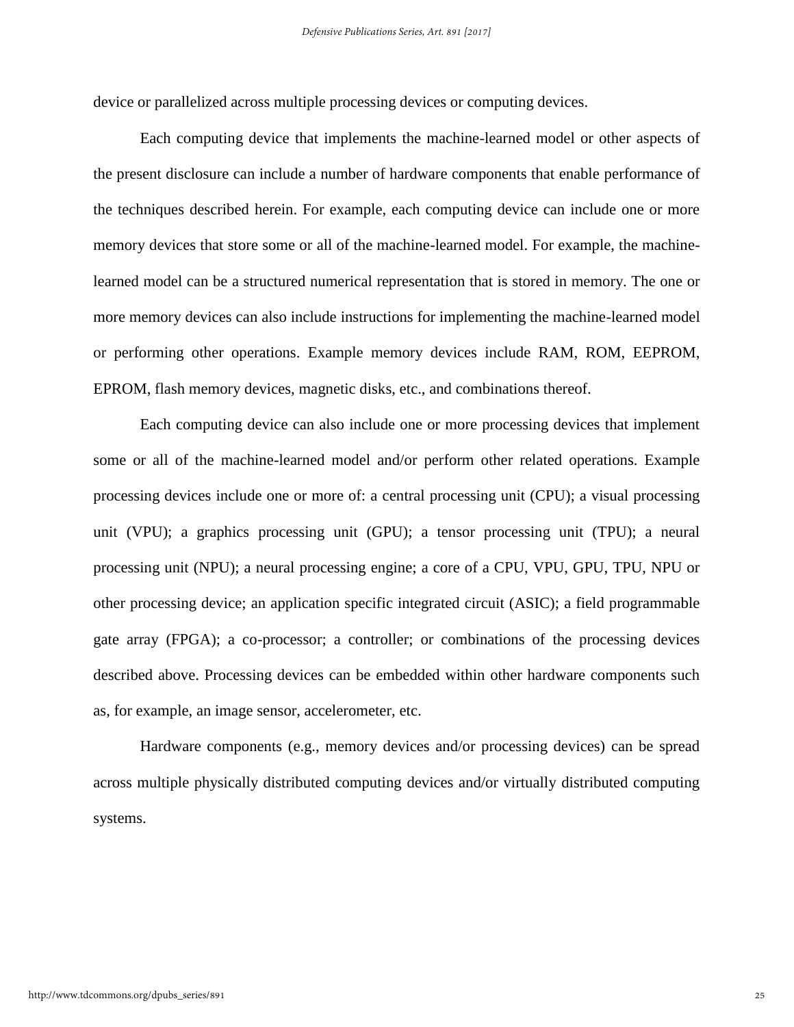device or parallelized across multiple processing devices or computing devices.

Each computing device that implements the machine-learned model or other aspects of the present disclosure can include a number of hardware components that enable performance of the techniques described herein. For example, each computing device can include one or more memory devices that store some or all of the machine-learned model. For example, the machine-learned model can be a structured numerical representation that is stored in memory. The one or more memory devices can also include instructions for implementing the machine-learned model or performing other operations. Example memory devices include RAM, ROM, EEPROM, EPROM, flash memory devices, magnetic disks, etc., and combinations thereof.

Each computing device can also include one or more processing devices that implement some or all of the machine-learned model and/or perform other related operations. Example processing devices include one or more of: a central processing unit (CPU); a visual processing unit (VPU); a graphics processing unit (GPU); a tensor processing unit (TPU); a neural processing unit (NPU); a neural processing engine; a core of a CPU, VPU, GPU, TPU, NPU or other processing device; an application specific integrated circuit (ASIC); a field programmable gate array (FPGA); a co-processor; a controller; or combinations of the processing devices described above. Processing devices can be embedded within other hardware components such as, for example, an image sensor, accelerometer, etc.

Hardware components (e.g., memory devices and/or processing devices) can be spread across multiple physically distributed computing devices and/or virtually distributed computing systems.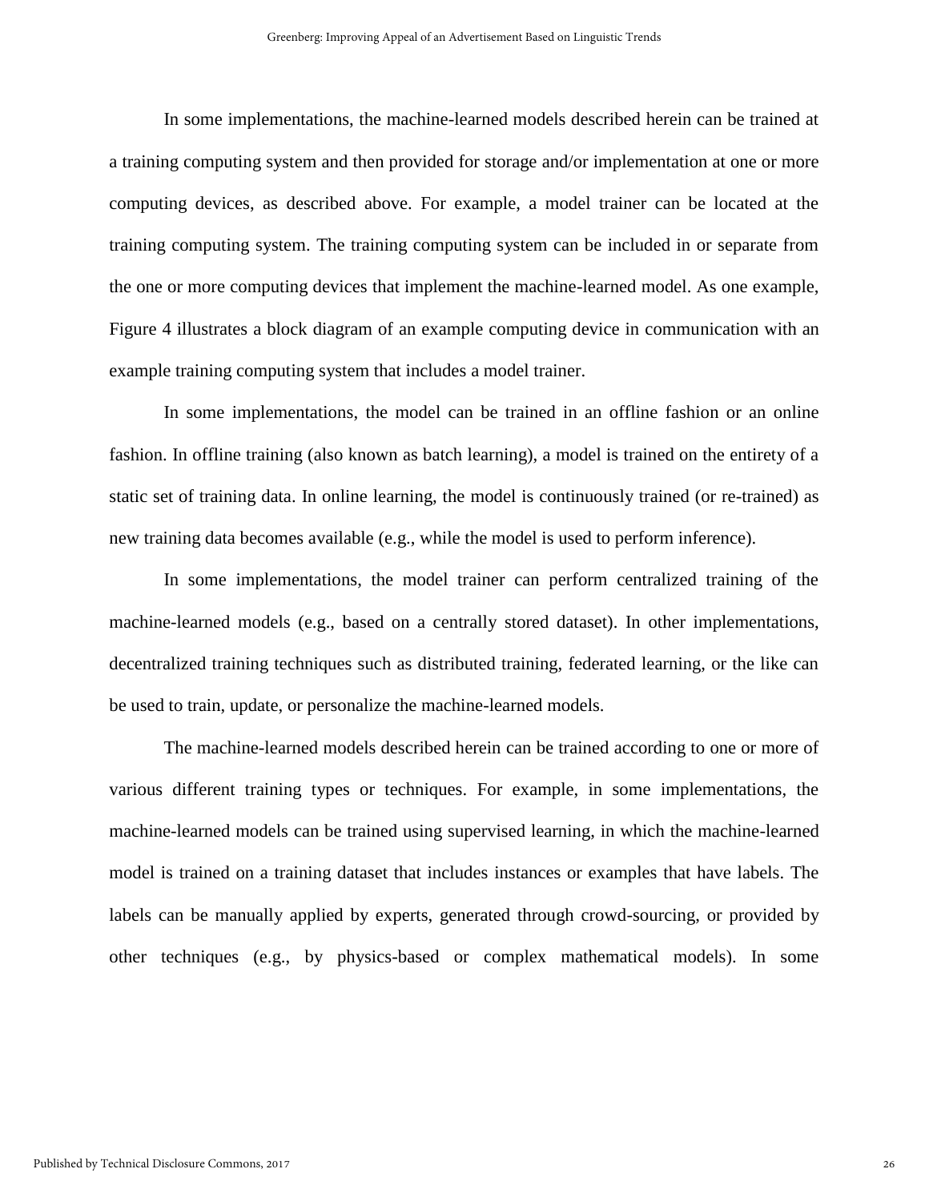In some implementations, the machine-learned models described herein can be trained at a training computing system and then provided for storage and/or implementation at one or more computing devices, as described above. For example, a model trainer can be located at the training computing system. The training computing system can be included in or separate from the one or more computing devices that implement the machine-learned model. As one example, Figure 4 illustrates a block diagram of an example computing device in communication with an example training computing system that includes a model trainer.

In some implementations, the model can be trained in an offline fashion or an online fashion. In offline training (also known as batch learning), a model is trained on the entirety of a static set of training data. In online learning, the model is continuously trained (or re-trained) as new training data becomes available (e.g., while the model is used to perform inference).

In some implementations, the model trainer can perform centralized training of the machine-learned models (e.g., based on a centrally stored dataset). In other implementations, decentralized training techniques such as distributed training, federated learning, or the like can be used to train, update, or personalize the machine-learned models.

The machine-learned models described herein can be trained according to one or more of various different training types or techniques. For example, in some implementations, the machine-learned models can be trained using supervised learning, in which the machine-learned model is trained on a training dataset that includes instances or examples that have labels. The labels can be manually applied by experts, generated through crowd-sourcing, or provided by other techniques (e.g., by physics-based or complex mathematical models). In some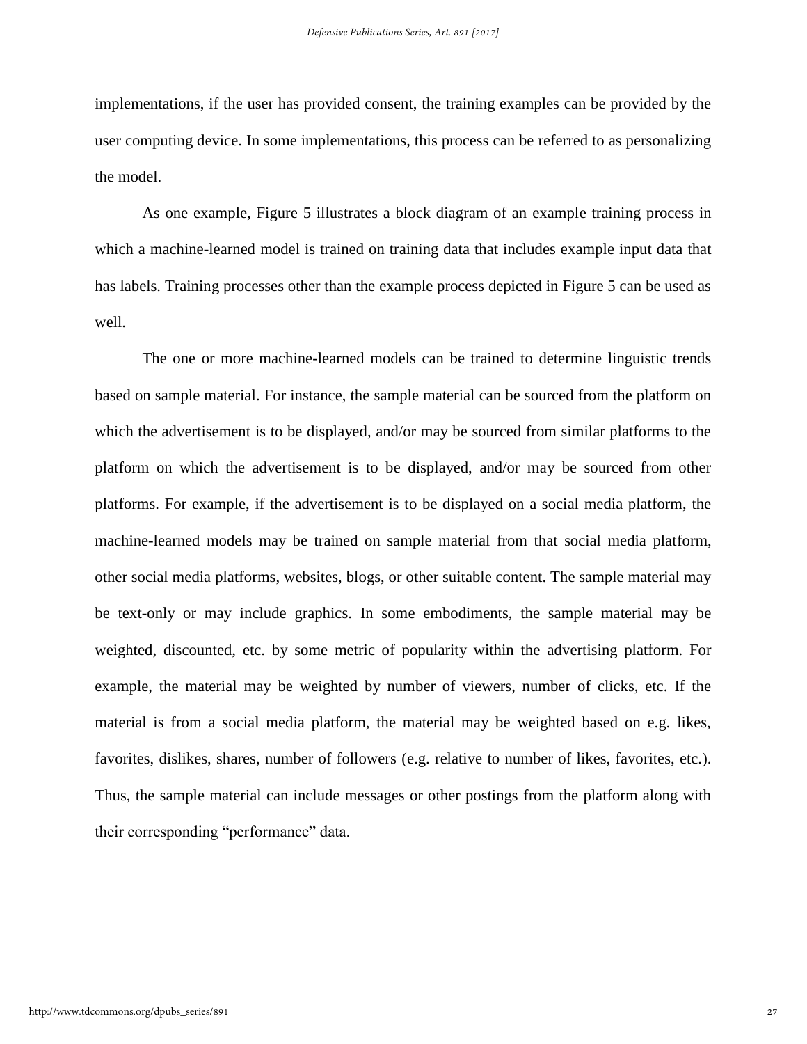implementations, if the user has provided consent, the training examples can be provided by the user computing device. In some implementations, this process can be referred to as personalizing the model.

As one example, Figure 5 illustrates a block diagram of an example training process in which a machine-learned model is trained on training data that includes example input data that has labels. Training processes other than the example process depicted in Figure 5 can be used as well.

The one or more machine-learned models can be trained to determine linguistic trends based on sample material. For instance, the sample material can be sourced from the platform on which the advertisement is to be displayed, and/or may be sourced from similar platforms to the platform on which the advertisement is to be displayed, and/or may be sourced from other platforms. For example, if the advertisement is to be displayed on a social media platform, the machine-learned models may be trained on sample material from that social media platform, other social media platforms, websites, blogs, or other suitable content. The sample material may be text-only or may include graphics. In some embodiments, the sample material may be weighted, discounted, etc. by some metric of popularity within the advertising platform. For example, the material may be weighted by number of viewers, number of clicks, etc. If the material is from a social media platform, the material may be weighted based on e.g. likes, favorites, dislikes, shares, number of followers (e.g. relative to number of likes, favorites, etc.). Thus, the sample material can include messages or other postings from the platform along with their corresponding "performance" data.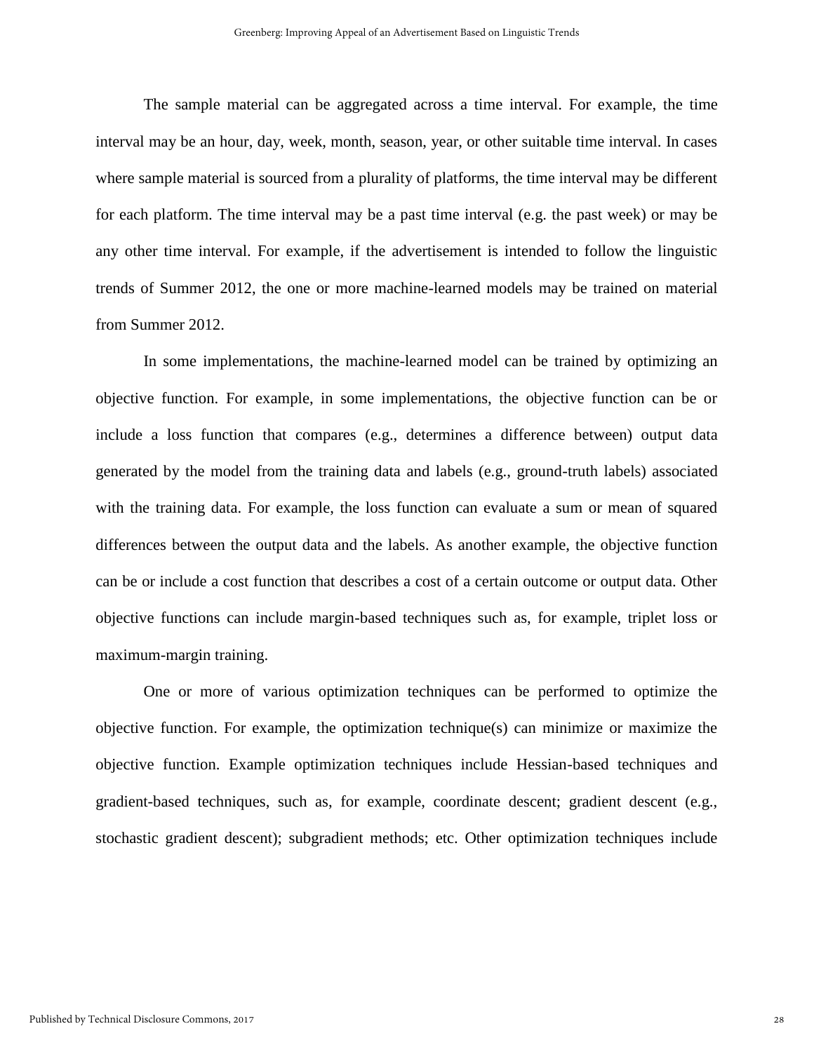The sample material can be aggregated across a time interval. For example, the time interval may be an hour, day, week, month, season, year, or other suitable time interval. In cases where sample material is sourced from a plurality of platforms, the time interval may be different for each platform. The time interval may be a past time interval (e.g. the past week) or may be any other time interval. For example, if the advertisement is intended to follow the linguistic trends of Summer 2012, the one or more machine-learned models may be trained on material from Summer 2012.

In some implementations, the machine-learned model can be trained by optimizing an objective function. For example, in some implementations, the objective function can be or include a loss function that compares (e.g., determines a difference between) output data generated by the model from the training data and labels (e.g., ground-truth labels) associated with the training data. For example, the loss function can evaluate a sum or mean of squared differences between the output data and the labels. As another example, the objective function can be or include a cost function that describes a cost of a certain outcome or output data. Other objective functions can include margin-based techniques such as, for example, triplet loss or maximum-margin training.

One or more of various optimization techniques can be performed to optimize the objective function. For example, the optimization technique(s) can minimize or maximize the objective function. Example optimization techniques include Hessian-based techniques and gradient-based techniques, such as, for example, coordinate descent; gradient descent (e.g., stochastic gradient descent); subgradient methods; etc. Other optimization techniques include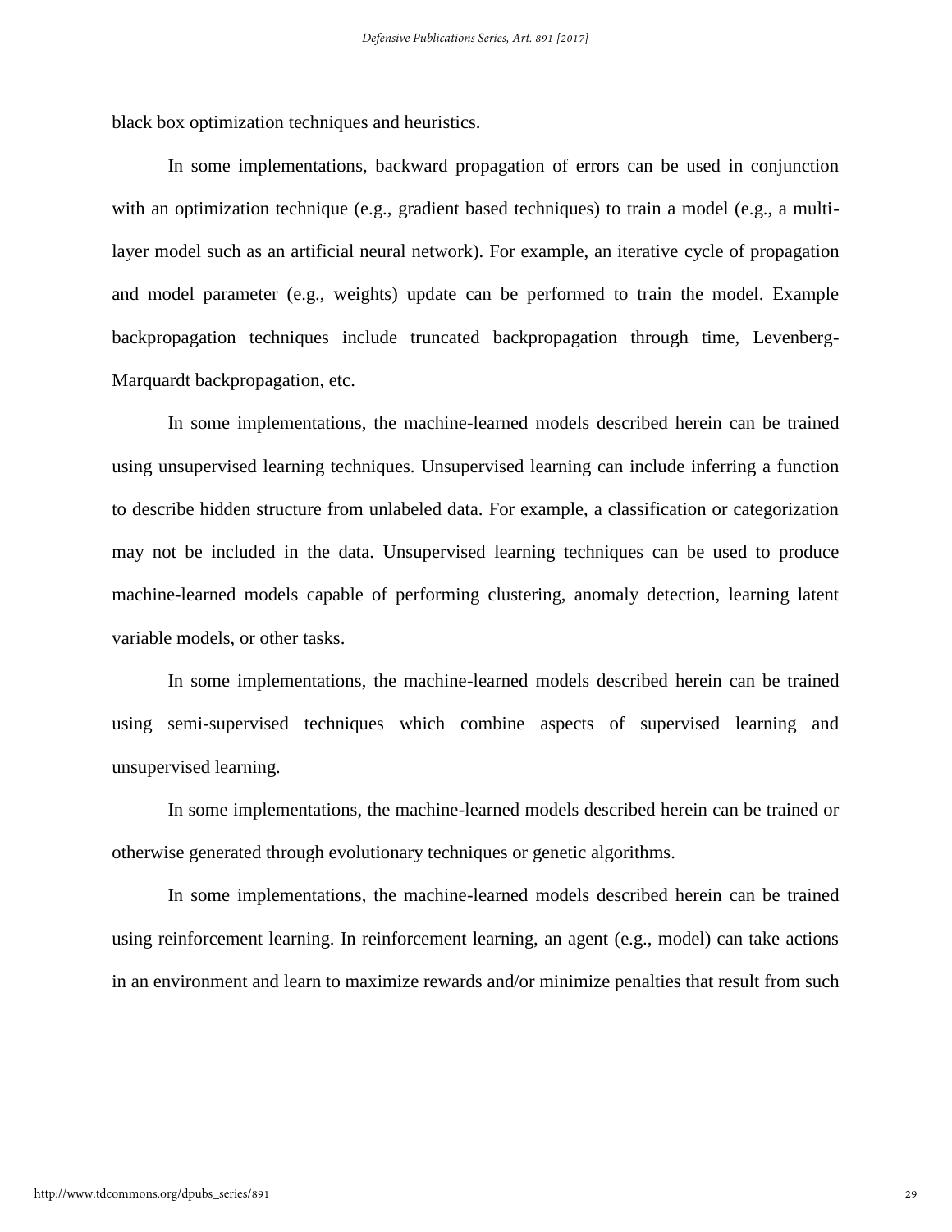black box optimization techniques and heuristics.

In some implementations, backward propagation of errors can be used in conjunction with an optimization technique (e.g., gradient based techniques) to train a model (e.g., a multi-layer model such as an artificial neural network). For example, an iterative cycle of propagation and model parameter (e.g., weights) update can be performed to train the model. Example backpropagation techniques include truncated backpropagation through time, Levenberg-Marquardt backpropagation, etc.

In some implementations, the machine-learned models described herein can be trained using unsupervised learning techniques. Unsupervised learning can include inferring a function to describe hidden structure from unlabeled data. For example, a classification or categorization may not be included in the data. Unsupervised learning techniques can be used to produce machine-learned models capable of performing clustering, anomaly detection, learning latent variable models, or other tasks.

In some implementations, the machine-learned models described herein can be trained using semi-supervised techniques which combine aspects of supervised learning and unsupervised learning.

In some implementations, the machine-learned models described herein can be trained or otherwise generated through evolutionary techniques or genetic algorithms.

In some implementations, the machine-learned models described herein can be trained using reinforcement learning. In reinforcement learning, an agent (e.g., model) can take actions in an environment and learn to maximize rewards and/or minimize penalties that result from such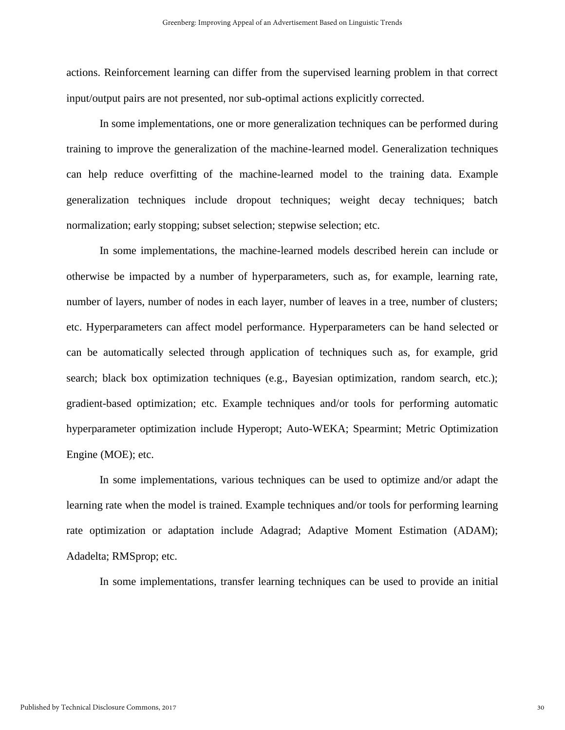actions. Reinforcement learning can differ from the supervised learning problem in that correct input/output pairs are not presented, nor sub-optimal actions explicitly corrected.

In some implementations, one or more generalization techniques can be performed during training to improve the generalization of the machine-learned model. Generalization techniques can help reduce overfitting of the machine-learned model to the training data. Example generalization techniques include dropout techniques; weight decay techniques; batch normalization; early stopping; subset selection; stepwise selection; etc.

In some implementations, the machine-learned models described herein can include or otherwise be impacted by a number of hyperparameters, such as, for example, learning rate, number of layers, number of nodes in each layer, number of leaves in a tree, number of clusters; etc. Hyperparameters can affect model performance. Hyperparameters can be hand selected or can be automatically selected through application of techniques such as, for example, grid search; black box optimization techniques (e.g., Bayesian optimization, random search, etc.); gradient-based optimization; etc. Example techniques and/or tools for performing automatic hyperparameter optimization include Hyperopt; Auto-WEKA; Spearmint; Metric Optimization Engine (MOE); etc.

In some implementations, various techniques can be used to optimize and/or adapt the learning rate when the model is trained. Example techniques and/or tools for performing learning rate optimization or adaptation include Adagrad; Adaptive Moment Estimation (ADAM); Adadelta; RMSprop; etc.

In some implementations, transfer learning techniques can be used to provide an initial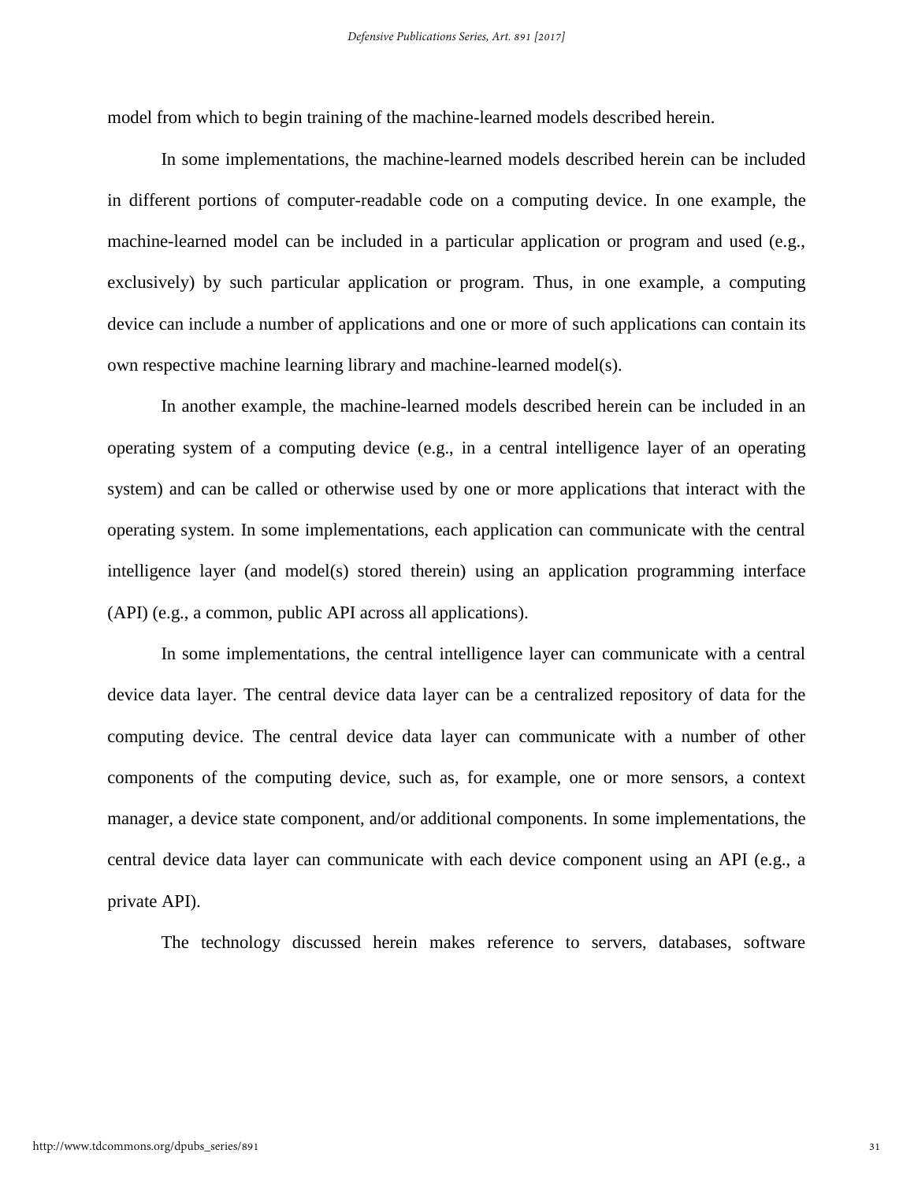model from which to begin training of the machine-learned models described herein.

In some implementations, the machine-learned models described herein can be included in different portions of computer-readable code on a computing device. In one example, the machine-learned model can be included in a particular application or program and used (e.g., exclusively) by such particular application or program. Thus, in one example, a computing device can include a number of applications and one or more of such applications can contain its own respective machine learning library and machine-learned model(s).

In another example, the machine-learned models described herein can be included in an operating system of a computing device (e.g., in a central intelligence layer of an operating system) and can be called or otherwise used by one or more applications that interact with the operating system. In some implementations, each application can communicate with the central intelligence layer (and model(s) stored therein) using an application programming interface (API) (e.g., a common, public API across all applications).

In some implementations, the central intelligence layer can communicate with a central device data layer. The central device data layer can be a centralized repository of data for the computing device. The central device data layer can communicate with a number of other components of the computing device, such as, for example, one or more sensors, a context manager, a device state component, and/or additional components. In some implementations, the central device data layer can communicate with each device component using an API (e.g., a private API).

The technology discussed herein makes reference to servers, databases, software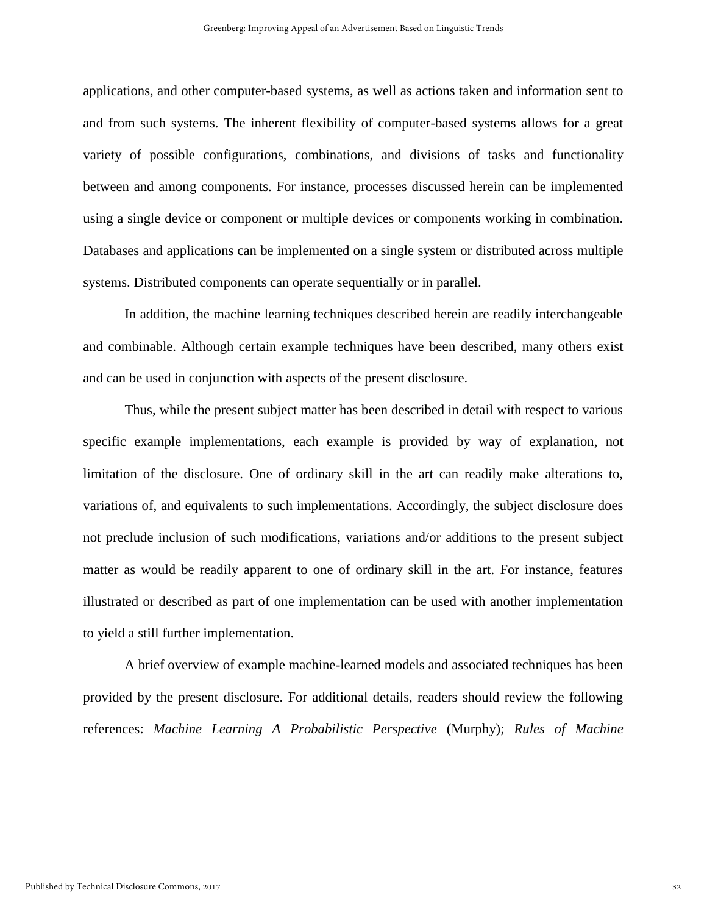applications, and other computer-based systems, as well as actions taken and information sent to and from such systems. The inherent flexibility of computer-based systems allows for a great variety of possible configurations, combinations, and divisions of tasks and functionality between and among components. For instance, processes discussed herein can be implemented using a single device or component or multiple devices or components working in combination. Databases and applications can be implemented on a single system or distributed across multiple systems. Distributed components can operate sequentially or in parallel.

In addition, the machine learning techniques described herein are readily interchangeable and combinable. Although certain example techniques have been described, many others exist and can be used in conjunction with aspects of the present disclosure.

Thus, while the present subject matter has been described in detail with respect to various specific example implementations, each example is provided by way of explanation, not limitation of the disclosure. One of ordinary skill in the art can readily make alterations to, variations of, and equivalents to such implementations. Accordingly, the subject disclosure does not preclude inclusion of such modifications, variations and/or additions to the present subject matter as would be readily apparent to one of ordinary skill in the art. For instance, features illustrated or described as part of one implementation can be used with another implementation to yield a still further implementation.

A brief overview of example machine-learned models and associated techniques has been provided by the present disclosure. For additional details, readers should review the following references: *Machine Learning A Probabilistic Perspective* (Murphy); *Rules of Machine*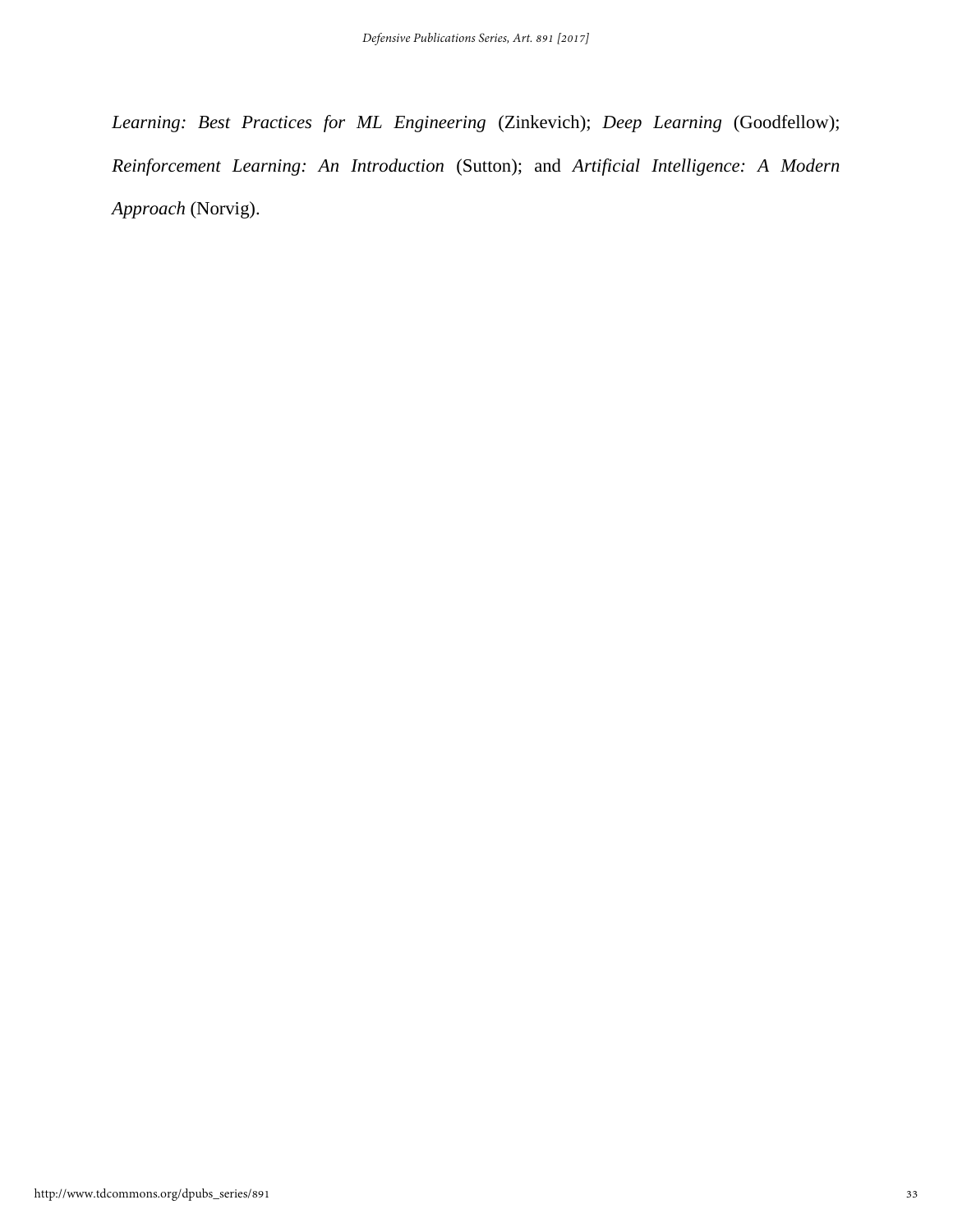*Learning: Best Practices for ML Engineering* (Zinkevich); *Deep Learning* (Goodfellow); *Reinforcement Learning: An Introduction* (Sutton); and *Artificial Intelligence: A Modern Approach* (Norvig).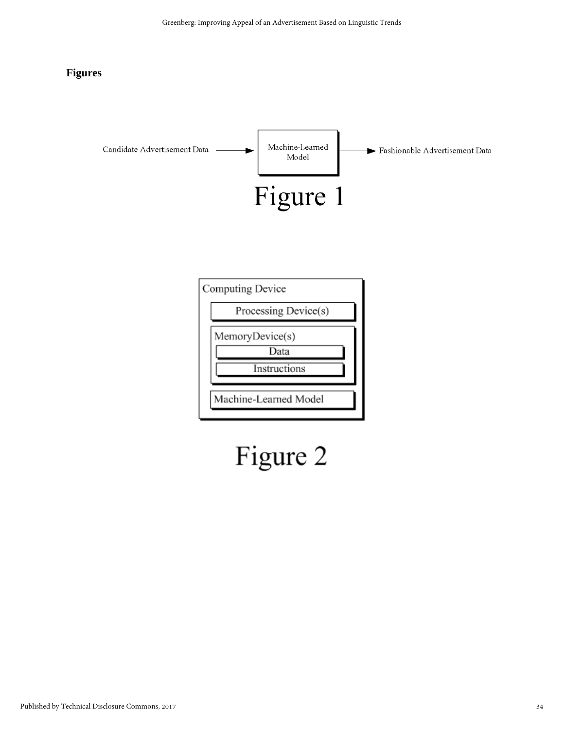**Figures**

Candidate Advertisement Data → Machine-Learned Model → Fashionable Advertisement Data

Figure 1

Computing Device

Processing Device(s)

MemoryDevice(s)

Data

Instructions

Machine-Learned Model

Figure 2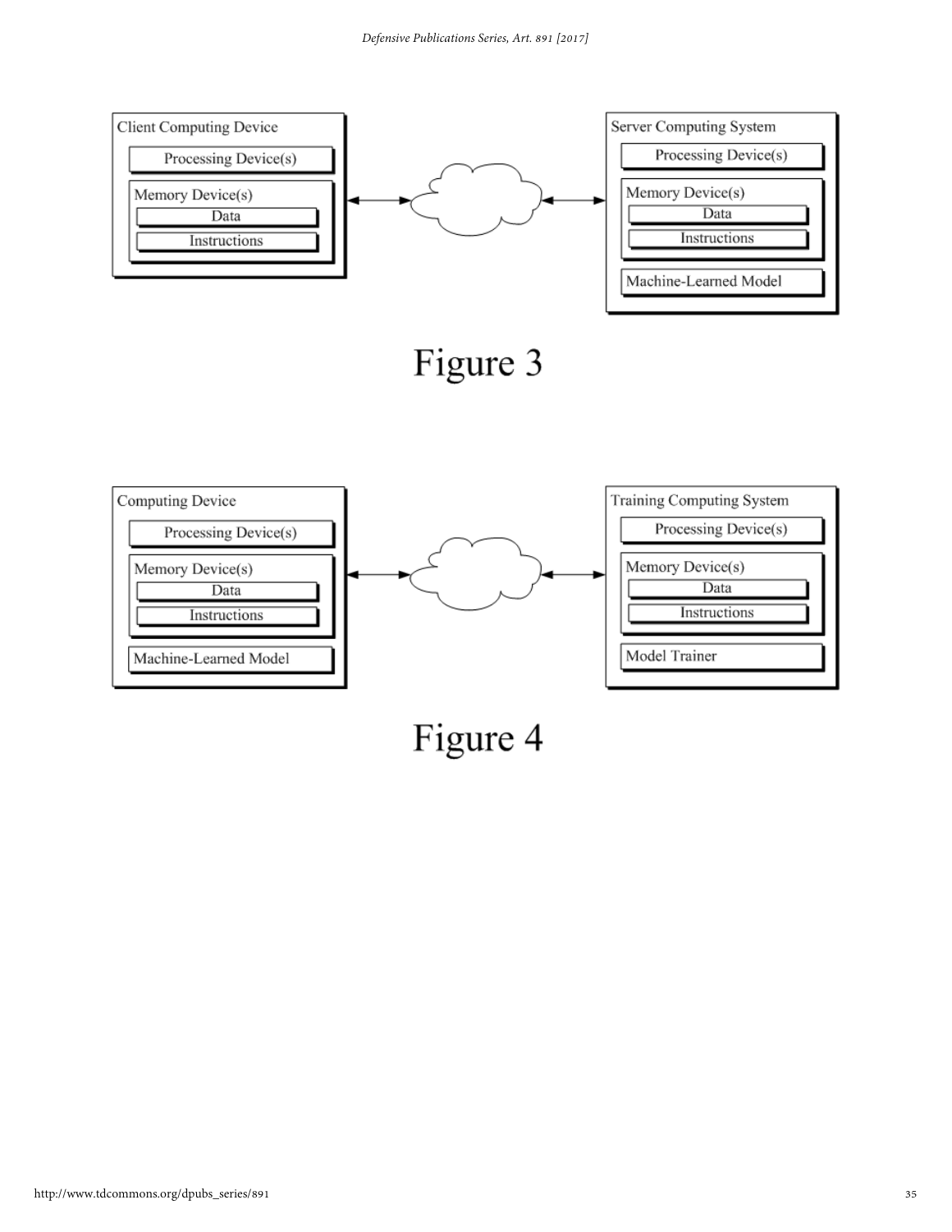Client Computing Device

Processing Device(s)

Memory Device(s)

Data

Instructions

Server Computing System

Processing Device(s)

Memory Device(s)

Data

Instructions

Machine-Learned Model

Figure 3

Computing Device

Processing Device(s)

Memory Device(s)

Data

Instructions

Machine-Learned Model

Training Computing System

Processing Device(s)

Memory Device(s)

Data

Instructions

Model Trainer

Figure 4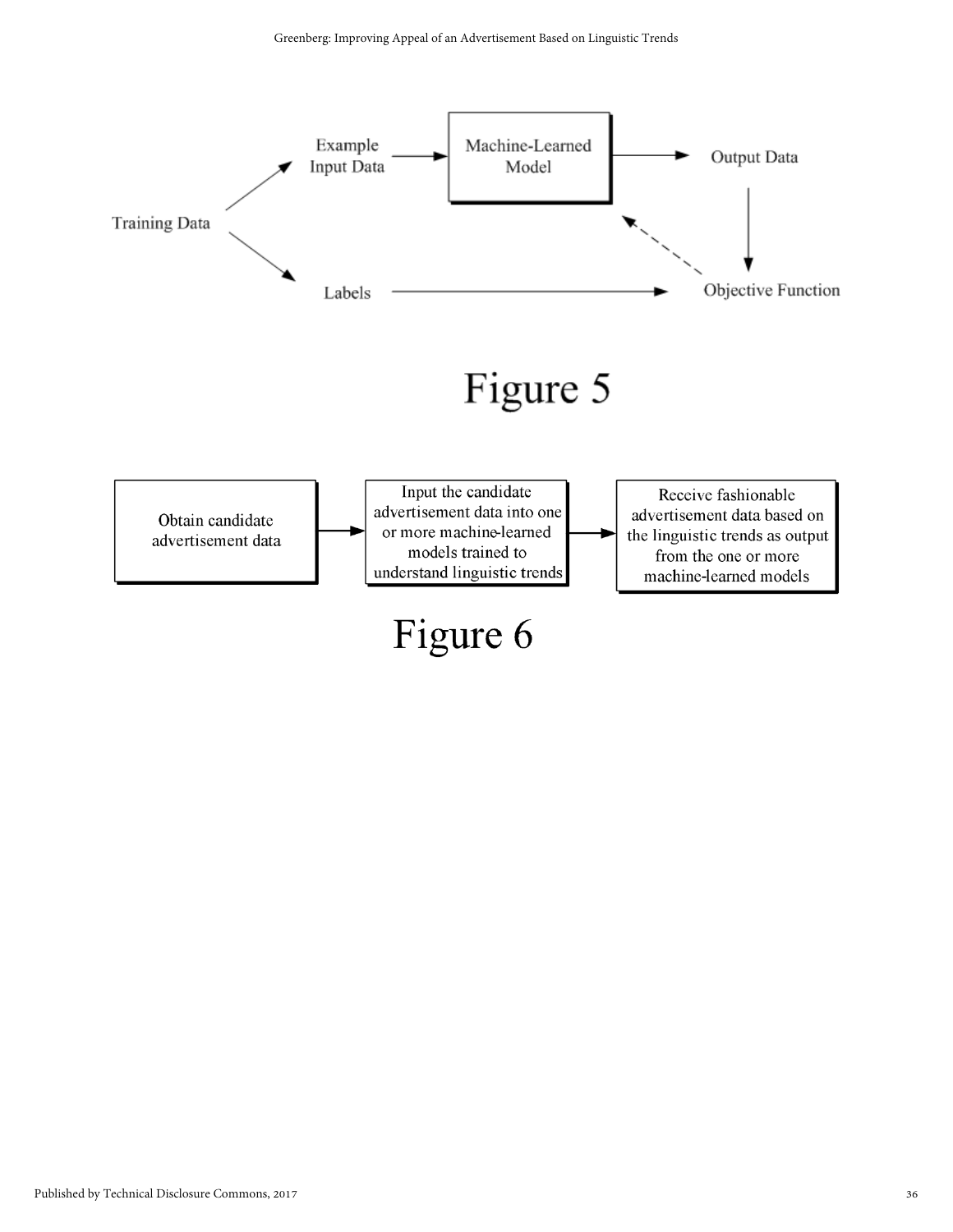Training Data

Example Input Data

Labels

Machine-Learned Model

Output Data

Objective Function

Figure 5

Obtain candidate advertisement data

Input the candidate advertisement data into one or more machine-learned models trained to understand linguistic trends

Receive fashionable advertisement data based on the linguistic trends as output from the one or more machine-learned models

Figure 6